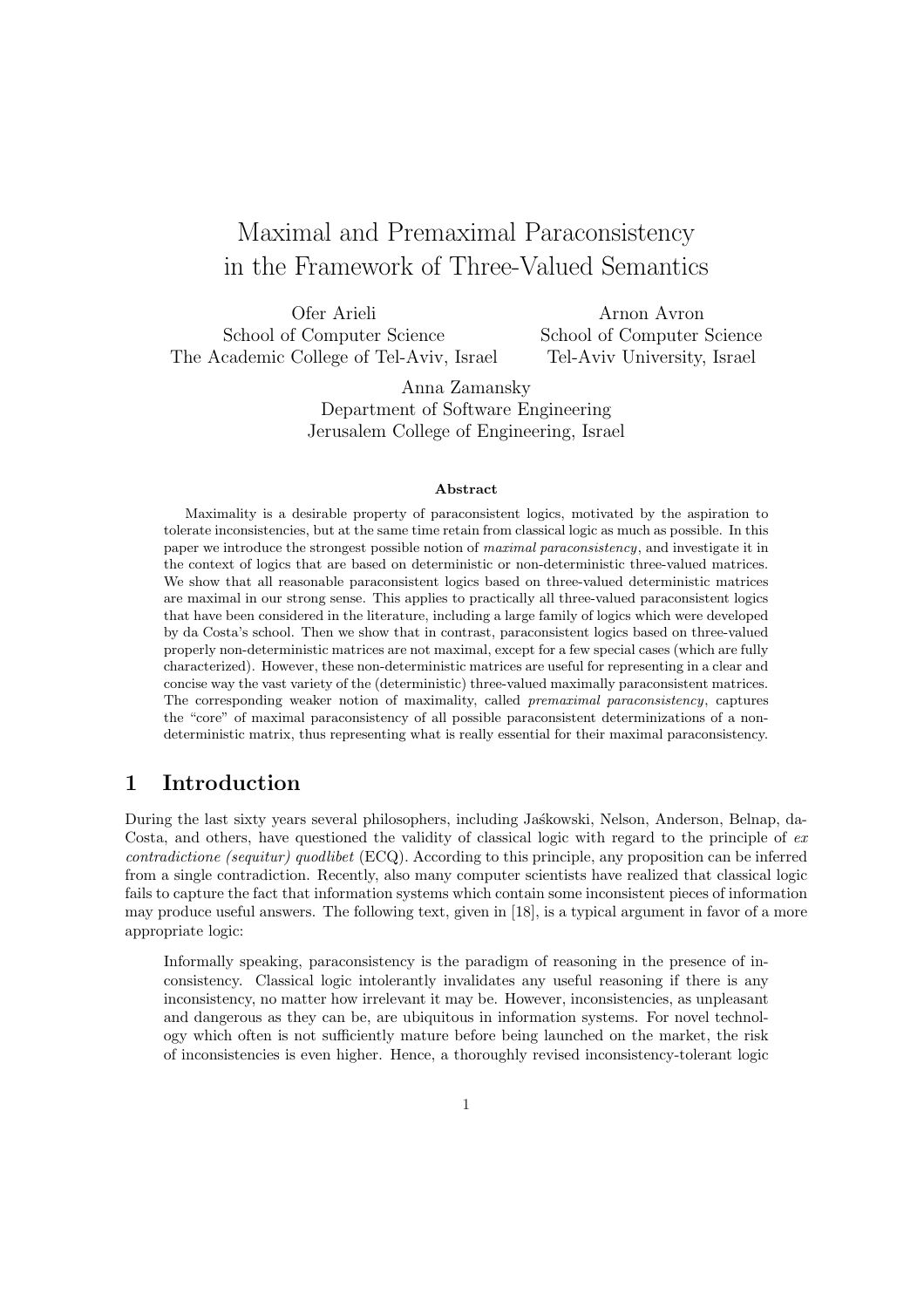# Maximal and Premaximal Paraconsistency in the Framework of Three-Valued Semantics

Ofer Arieli
School of Computer Science
The Academic College of Tel-Aviv, Israel

Arnon Avron
School of Computer Science
Tel-Aviv University, Israel

Anna Zamansky
Department of Software Engineering
Jerusalem College of Engineering, Israel

**Abstract**

Maximality is a desirable property of paraconsistent logics, motivated by the aspiration to tolerate inconsistencies, but at the same time retain from classical logic as much as possible. In this paper we introduce the strongest possible notion of *maximal paraconsistency*, and investigate it in the context of logics that are based on deterministic or non-deterministic three-valued matrices. We show that all reasonable paraconsistent logics based on three-valued deterministic matrices are maximal in our strong sense. This applies to practically all three-valued paraconsistent logics that have been considered in the literature, including a large family of logics which were developed by da Costa's school. Then we show that in contrast, paraconsistent logics based on three-valued properly non-deterministic matrices are not maximal, except for a few special cases (which are fully characterized). However, these non-deterministic matrices are useful for representing in a clear and concise way the vast variety of the (deterministic) three-valued maximally paraconsistent matrices. The corresponding weaker notion of maximality, called *premaximal paraconsistency*, captures the "core" of maximal paraconsistency of all possible paraconsistent determinizations of a non-deterministic matrix, thus representing what is really essential for their maximal paraconsistency.

## 1 Introduction

During the last sixty years several philosophers, including Jaśkowski, Nelson, Anderson, Belnap, da-Costa, and others, have questioned the validity of classical logic with regard to the principle of *ex contradictione (sequitur) quodlibet* (ECQ). According to this principle, any proposition can be inferred from a single contradiction. Recently, also many computer scientists have realized that classical logic fails to capture the fact that information systems which contain some inconsistent pieces of information may produce useful answers. The following text, given in [18], is a typical argument in favor of a more appropriate logic:

> Informally speaking, paraconsistency is the paradigm of reasoning in the presence of inconsistency. Classical logic intolerantly invalidates any useful reasoning if there is any inconsistency, no matter how irrelevant it may be. However, inconsistencies, as unpleasant and dangerous as they can be, are ubiquitous in information systems. For novel technology which often is not sufficiently mature before being launched on the market, the risk of inconsistencies is even higher. Hence, a thoroughly revised inconsistency-tolerant logic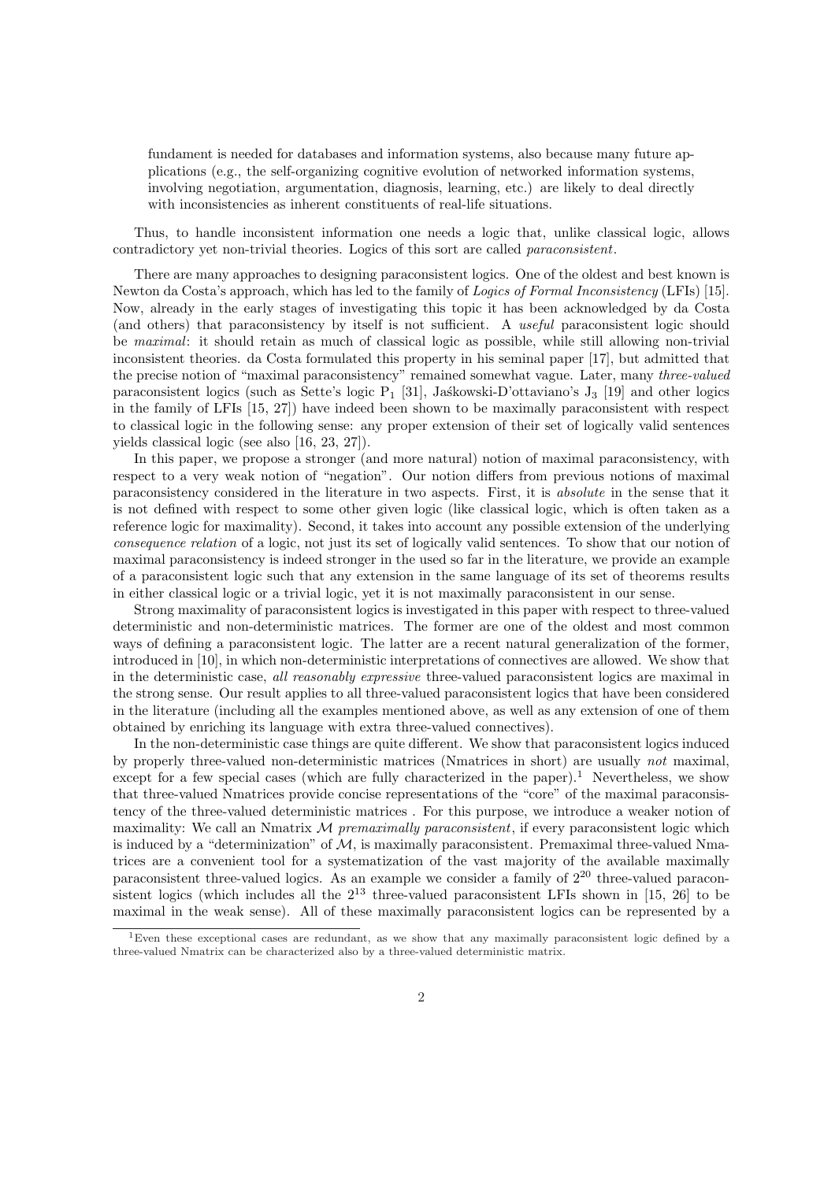fundament is needed for databases and information systems, also because many future applications (e.g., the self-organizing cognitive evolution of networked information systems, involving negotiation, argumentation, diagnosis, learning, etc.) are likely to deal directly with inconsistencies as inherent constituents of real-life situations.

Thus, to handle inconsistent information one needs a logic that, unlike classical logic, allows contradictory yet non-trivial theories. Logics of this sort are called *paraconsistent*.

There are many approaches to designing paraconsistent logics. One of the oldest and best known is Newton da Costa's approach, which has led to the family of *Logics of Formal Inconsistency* (LFIs) [15]. Now, already in the early stages of investigating this topic it has been acknowledged by da Costa (and others) that paraconsistency by itself is not sufficient. A *useful* paraconsistent logic should be *maximal*: it should retain as much of classical logic as possible, while still allowing non-trivial inconsistent theories. da Costa formulated this property in his seminal paper [17], but admitted that the precise notion of "maximal paraconsistency" remained somewhat vague. Later, many *three-valued* paraconsistent logics (such as Sette's logic $P_1$ [31], Jaśkowski-D'ottaviano's $J_3$ [19] and other logics in the family of LFIs [15, 27]) have indeed been shown to be maximally paraconsistent with respect to classical logic in the following sense: any proper extension of their set of logically valid sentences yields classical logic (see also [16, 23, 27]).

In this paper, we propose a stronger (and more natural) notion of maximal paraconsistency, with respect to a very weak notion of "negation". Our notion differs from previous notions of maximal paraconsistency considered in the literature in two aspects. First, it is *absolute* in the sense that it is not defined with respect to some other given logic (like classical logic, which is often taken as a reference logic for maximality). Second, it takes into account any possible extension of the underlying *consequence relation* of a logic, not just its set of logically valid sentences. To show that our notion of maximal paraconsistency is indeed stronger in the used so far in the literature, we provide an example of a paraconsistent logic such that any extension in the same language of its set of theorems results in either classical logic or a trivial logic, yet it is not maximally paraconsistent in our sense.

Strong maximality of paraconsistent logics is investigated in this paper with respect to three-valued deterministic and non-deterministic matrices. The former are one of the oldest and most common ways of defining a paraconsistent logic. The latter are a recent natural generalization of the former, introduced in [10], in which non-deterministic interpretations of connectives are allowed. We show that in the deterministic case, *all reasonably expressive* three-valued paraconsistent logics are maximal in the strong sense. Our result applies to all three-valued paraconsistent logics that have been considered in the literature (including all the examples mentioned above, as well as any extension of one of them obtained by enriching its language with extra three-valued connectives).

In the non-deterministic case things are quite different. We show that paraconsistent logics induced by properly three-valued non-deterministic matrices (Nmatrices in short) are usually *not* maximal, except for a few special cases (which are fully characterized in the paper).[1] Nevertheless, we show that three-valued Nmatrices provide concise representations of the "core" of the maximal paraconsistency of the three-valued deterministic matrices . For this purpose, we introduce a weaker notion of maximality: We call an Nmatrix $\mathcal{M}$ *premaximally paraconsistent*, if every paraconsistent logic which is induced by a "determinization" of $\mathcal{M}$, is maximally paraconsistent. Premaximal three-valued Nmatrices are a convenient tool for a systematization of the vast majority of the available maximally paraconsistent three-valued logics. As an example we consider a family of $2^{20}$ three-valued paraconsistent logics (which includes all the $2^{13}$ three-valued paraconsistent LFIs shown in [15, 26] to be maximal in the weak sense). All of these maximally paraconsistent logics can be represented by a

[1] Even these exceptional cases are redundant, as we show that any maximally paraconsistent logic defined by a three-valued Nmatrix can be characterized also by a three-valued deterministic matrix.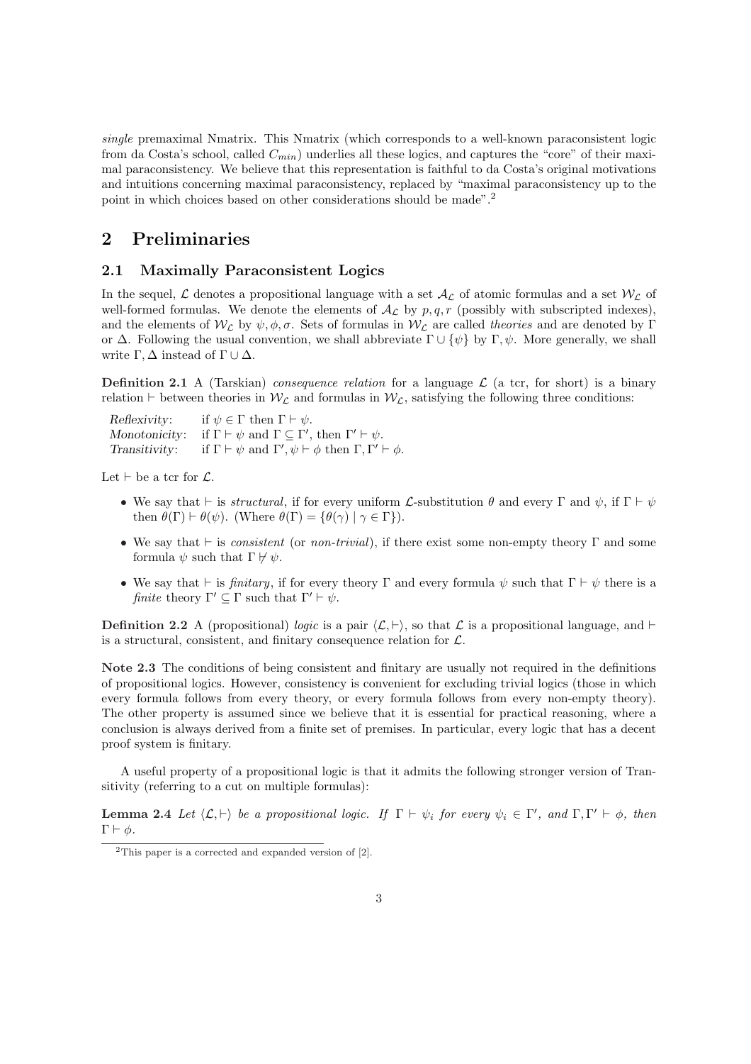*single* premaximal Nmatrix. This Nmatrix (which corresponds to a well-known paraconsistent logic from da Costa's school, called $C_{min}$) underlies all these logics, and captures the "core" of their maximal paraconsistency. We believe that this representation is faithful to da Costa's original motivations and intuitions concerning maximal paraconsistency, replaced by "maximal paraconsistency up to the point in which choices based on other considerations should be made".[2]

## 2 Preliminaries

### 2.1 Maximally Paraconsistent Logics

In the sequel, $\mathcal{L}$ denotes a propositional language with a set $\mathcal{A}_{\mathcal{L}}$ of atomic formulas and a set $\mathcal{W}_{\mathcal{L}}$ of well-formed formulas. We denote the elements of $\mathcal{A}_{\mathcal{L}}$ by $p, q, r$ (possibly with subscripted indexes), and the elements of $\mathcal{W}_{\mathcal{L}}$ by $\psi, \phi, \sigma$. Sets of formulas in $\mathcal{W}_{\mathcal{L}}$ are called *theories* and are denoted by $\Gamma$ or $\Delta$. Following the usual convention, we shall abbreviate $\Gamma \cup \{\psi\}$ by $\Gamma, \psi$. More generally, we shall write $\Gamma, \Delta$ instead of $\Gamma \cup \Delta$.

**Definition 2.1** A (Tarskian) *consequence relation* for a language $\mathcal{L}$ (a tcr, for short) is a binary relation $\vdash$ between theories in $\mathcal{W}_{\mathcal{L}}$ and formulas in $\mathcal{W}_{\mathcal{L}}$, satisfying the following three conditions:

*Reflexivity*: if $\psi \in \Gamma$ then $\Gamma \vdash \psi$.
*Monotonicity*: if $\Gamma \vdash \psi$ and $\Gamma \subseteq \Gamma'$, then $\Gamma' \vdash \psi$.
*Transitivity*: if $\Gamma \vdash \psi$ and $\Gamma', \psi \vdash \phi$ then $\Gamma, \Gamma' \vdash \phi$.

Let $\vdash$ be a tcr for $\mathcal{L}$.

- We say that $\vdash$ is *structural*, if for every uniform $\mathcal{L}$-substitution $\theta$ and every $\Gamma$ and $\psi$, if $\Gamma \vdash \psi$ then $\theta(\Gamma) \vdash \theta(\psi)$. (Where $\theta(\Gamma) = \{\theta(\gamma) \mid \gamma \in \Gamma\}$).
- We say that $\vdash$ is *consistent* (or *non-trivial*), if there exist some non-empty theory $\Gamma$ and some formula $\psi$ such that $\Gamma \not\vdash \psi$.
- We say that $\vdash$ is *finitary*, if for every theory $\Gamma$ and every formula $\psi$ such that $\Gamma \vdash \psi$ there is a *finite* theory $\Gamma' \subseteq \Gamma$ such that $\Gamma' \vdash \psi$.

**Definition 2.2** A (propositional) *logic* is a pair $\langle \mathcal{L}, \vdash \rangle$, so that $\mathcal{L}$ is a propositional language, and $\vdash$ is a structural, consistent, and finitary consequence relation for $\mathcal{L}$.

**Note 2.3** The conditions of being consistent and finitary are usually not required in the definitions of propositional logics. However, consistency is convenient for excluding trivial logics (those in which every formula follows from every theory, or every formula follows from every non-empty theory). The other property is assumed since we believe that it is essential for practical reasoning, where a conclusion is always derived from a finite set of premises. In particular, every logic that has a decent proof system is finitary.

A useful property of a propositional logic is that it admits the following stronger version of Transitivity (referring to a cut on multiple formulas):

**Lemma 2.4** *Let $\langle \mathcal{L}, \vdash \rangle$ be a propositional logic. If $\Gamma \vdash \psi_i$ for every $\psi_i \in \Gamma'$, and $\Gamma, \Gamma' \vdash \phi$, then $\Gamma \vdash \phi$.*

[2] This paper is a corrected and expanded version of [2].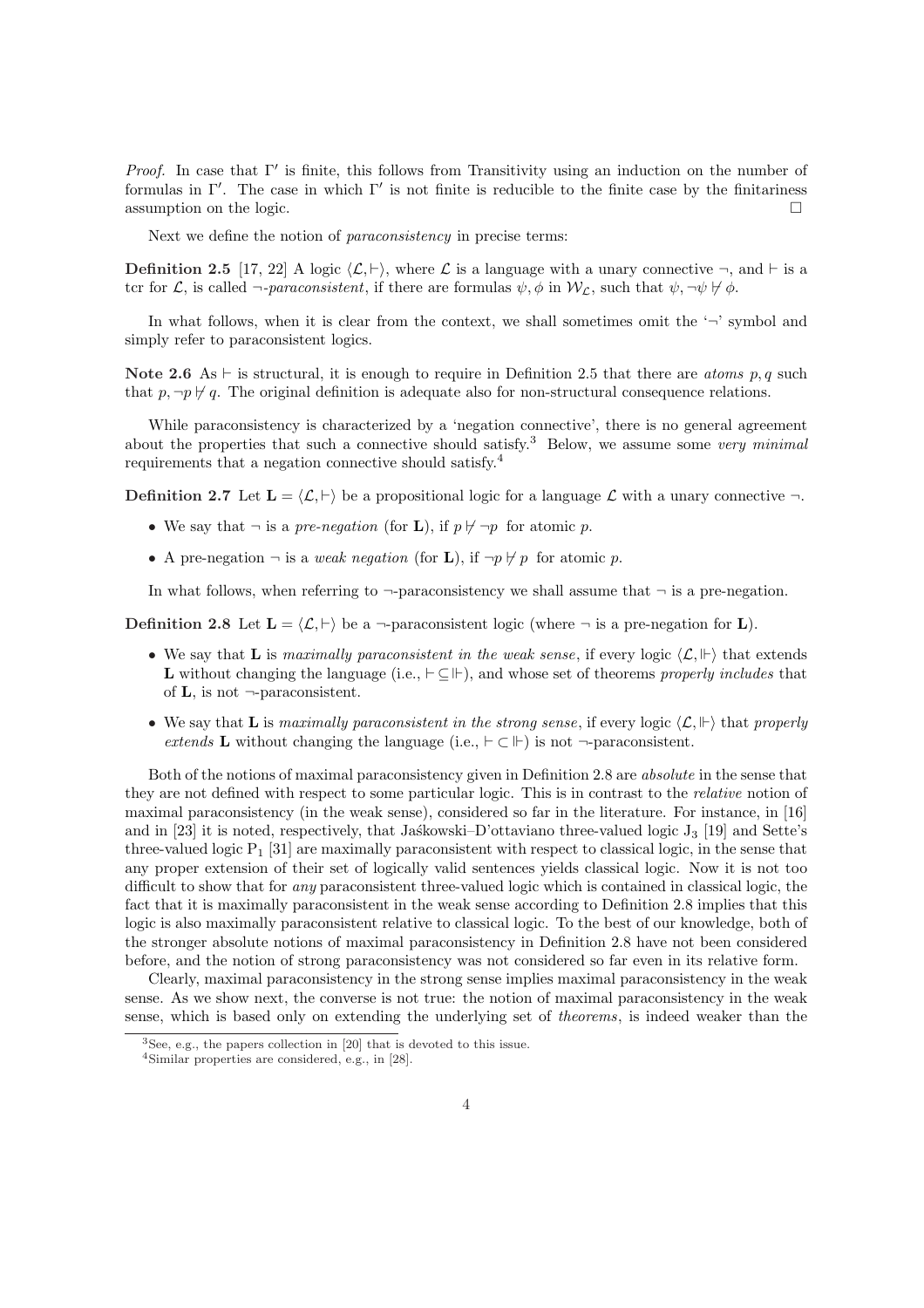*Proof.* In case that $\Gamma'$ is finite, this follows from Transitivity using an induction on the number of formulas in $\Gamma'$. The case in which $\Gamma'$ is not finite is reducible to the finite case by the finitariness assumption on the logic. $\square$

Next we define the notion of *paraconsistency* in precise terms:

**Definition 2.5** [17, 22] A logic $\langle \mathcal{L}, \vdash \rangle$, where $\mathcal{L}$ is a language with a unary connective $\neg$, and $\vdash$ is a tcr for $\mathcal{L}$, is called *$\neg$-paraconsistent*, if there are formulas $\psi, \phi$ in $\mathcal{W}_{\mathcal{L}}$, such that $\psi, \neg\psi \not\vdash \phi$.

In what follows, when it is clear from the context, we shall sometimes omit the '$\neg$' symbol and simply refer to paraconsistent logics.

**Note 2.6** As $\vdash$ is structural, it is enough to require in Definition 2.5 that there are *atoms* $p, q$ such that $p, \neg p \not\vdash q$. The original definition is adequate also for non-structural consequence relations.

While paraconsistency is characterized by a 'negation connective', there is no general agreement about the properties that such a connective should satisfy.[3] Below, we assume some *very minimal* requirements that a negation connective should satisfy.[4]

**Definition 2.7** Let $\mathbf{L} = \langle \mathcal{L}, \vdash \rangle$ be a propositional logic for a language $\mathcal{L}$ with a unary connective $\neg$.

- We say that $\neg$ is a *pre-negation* (for $\mathbf{L}$), if $p \not\vdash \neg p$ for atomic $p$.
- A pre-negation $\neg$ is a *weak negation* (for $\mathbf{L}$), if $\neg p \not\vdash p$ for atomic $p$.

In what follows, when referring to $\neg$-paraconsistency we shall assume that $\neg$ is a pre-negation.

**Definition 2.8** Let $\mathbf{L} = \langle \mathcal{L}, \vdash \rangle$ be a $\neg$-paraconsistent logic (where $\neg$ is a pre-negation for $\mathbf{L}$).

- We say that $\mathbf{L}$ is *maximally paraconsistent in the weak sense*, if every logic $\langle \mathcal{L}, \Vdash \rangle$ that extends $\mathbf{L}$ without changing the language (i.e., $\vdash \subseteq \Vdash$), and whose set of theorems *properly includes* that of $\mathbf{L}$, is not $\neg$-paraconsistent.
- We say that $\mathbf{L}$ is *maximally paraconsistent in the strong sense*, if every logic $\langle \mathcal{L}, \Vdash \rangle$ that *properly extends* $\mathbf{L}$ without changing the language (i.e., $\vdash \subset \Vdash$) is not $\neg$-paraconsistent.

Both of the notions of maximal paraconsistency given in Definition 2.8 are *absolute* in the sense that they are not defined with respect to some particular logic. This is in contrast to the *relative* notion of maximal paraconsistency (in the weak sense), considered so far in the literature. For instance, in [16] and in [23] it is noted, respectively, that Jaśkowski–D'ottaviano three-valued logic $J_3$ [19] and Sette's three-valued logic $P_1$ [31] are maximally paraconsistent with respect to classical logic, in the sense that any proper extension of their set of logically valid sentences yields classical logic. Now it is not too difficult to show that for *any* paraconsistent three-valued logic which is contained in classical logic, the fact that it is maximally paraconsistent in the weak sense according to Definition 2.8 implies that this logic is also maximally paraconsistent relative to classical logic. To the best of our knowledge, both of the stronger absolute notions of maximal paraconsistency in Definition 2.8 have not been considered before, and the notion of strong paraconsistency was not considered so far even in its relative form.

Clearly, maximal paraconsistency in the strong sense implies maximal paraconsistency in the weak sense. As we show next, the converse is not true: the notion of maximal paraconsistency in the weak sense, which is based only on extending the underlying set of *theorems*, is indeed weaker than the

[3] See, e.g., the papers collection in [20] that is devoted to this issue.

[4] Similar properties are considered, e.g., in [28].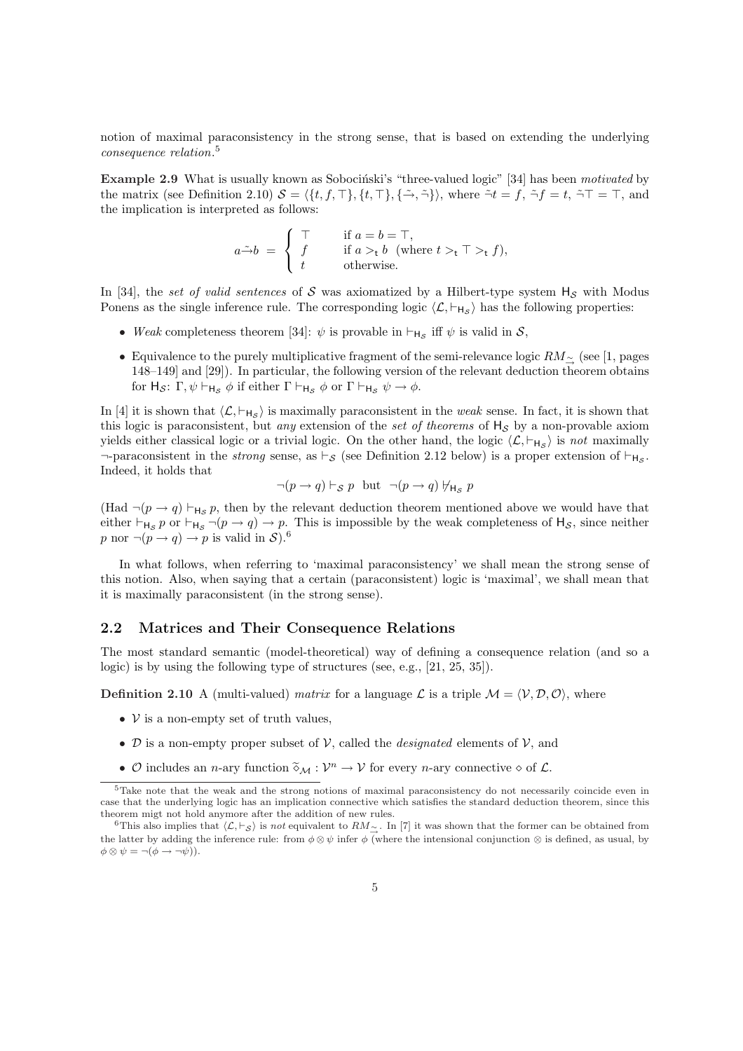notion of maximal paraconsistency in the strong sense, that is based on extending the underlying *consequence relation*.[5]

**Example 2.9** What is usually known as Sobociński's "three-valued logic" [34] has been *motivated* by the matrix (see Definition 2.10) $\mathcal{S} = \langle \{t, f, \top\}, \{t, \top\}, \{\tilde{\to}, \tilde{\neg}\}\rangle$, where $\tilde{\neg} t = f$, $\tilde{\neg} f = t$, $\tilde{\neg}\top = \top$, and the implication is interpreted as follows:

$$a \tilde{\to} b \;=\; \begin{cases} \top & \text{if } a = b = \top, \\ f & \text{if } a >_{\mathsf{t}} b \;\; (\text{where } t >_{\mathsf{t}} \top >_{\mathsf{t}} f), \\ t & \text{otherwise.} \end{cases}$$

In [34], the *set of valid sentences* of $\mathcal{S}$ was axiomatized by a Hilbert-type system $\mathsf{H}_{\mathcal{S}}$ with Modus Ponens as the single inference rule. The corresponding logic $\langle \mathcal{L}, \vdash_{\mathsf{H}_{\mathcal{S}}}\rangle$ has the following properties:

- *Weak* completeness theorem [34]: $\psi$ is provable in $\vdash_{\mathsf{H}_{\mathcal{S}}}$ iff $\psi$ is valid in $\mathcal{S}$,
- Equivalence to the purely multiplicative fragment of the semi-relevance logic $RM_{\underset{\to}{\sim}}$ (see [1, pages 148–149] and [29]). In particular, the following version of the relevant deduction theorem obtains for $\mathsf{H}_{\mathcal{S}}$: $\Gamma, \psi \vdash_{\mathsf{H}_{\mathcal{S}}} \phi$ if either $\Gamma \vdash_{\mathsf{H}_{\mathcal{S}}} \phi$ or $\Gamma \vdash_{\mathsf{H}_{\mathcal{S}}} \psi \to \phi$.

In [4] it is shown that $\langle \mathcal{L}, \vdash_{\mathsf{H}_{\mathcal{S}}}\rangle$ is maximally paraconsistent in the *weak* sense. In fact, it is shown that this logic is paraconsistent, but *any* extension of the *set of theorems* of $\mathsf{H}_{\mathcal{S}}$ by a non-provable axiom yields either classical logic or a trivial logic. On the other hand, the logic $\langle \mathcal{L}, \vdash_{\mathsf{H}_{\mathcal{S}}}\rangle$ is *not* maximally $\neg$-paraconsistent in the *strong* sense, as $\vdash_{\mathcal{S}}$ (see Definition 2.12 below) is a proper extension of $\vdash_{\mathsf{H}_{\mathcal{S}}}$. Indeed, it holds that

$$\neg(p \to q) \vdash_{\mathcal{S}} p \quad \text{but} \quad \neg(p \to q) \not\vdash_{\mathsf{H}_{\mathcal{S}}} p$$

(Had $\neg(p \to q) \vdash_{\mathsf{H}_{\mathcal{S}}} p$, then by the relevant deduction theorem mentioned above we would have that either $\vdash_{\mathsf{H}_{\mathcal{S}}} p$ or $\vdash_{\mathsf{H}_{\mathcal{S}}} \neg(p \to q) \to p$. This is impossible by the weak completeness of $\mathsf{H}_{\mathcal{S}}$, since neither $p$ nor $\neg(p \to q) \to p$ is valid in $\mathcal{S}$).[6]

In what follows, when referring to 'maximal paraconsistency' we shall mean the strong sense of this notion. Also, when saying that a certain (paraconsistent) logic is 'maximal', we shall mean that it is maximally paraconsistent (in the strong sense).

## 2.2 Matrices and Their Consequence Relations

The most standard semantic (model-theoretical) way of defining a consequence relation (and so a logic) is by using the following type of structures (see, e.g., [21, 25, 35]).

**Definition 2.10** A (multi-valued) *matrix* for a language $\mathcal{L}$ is a triple $\mathcal{M} = \langle \mathcal{V}, \mathcal{D}, \mathcal{O}\rangle$, where

- $\mathcal{V}$ is a non-empty set of truth values,
- $\mathcal{D}$ is a non-empty proper subset of $\mathcal{V}$, called the *designated* elements of $\mathcal{V}$, and
- $\mathcal{O}$ includes an $n$-ary function $\widetilde{\diamond}_{\mathcal{M}} : \mathcal{V}^n \to \mathcal{V}$ for every $n$-ary connective $\diamond$ of $\mathcal{L}$.

---

[5] Take note that the weak and the strong notions of maximal paraconsistency do not necessarily coincide even in case that the underlying logic has an implication connective which satisfies the standard deduction theorem, since this theorem migt not hold anymore after the addition of new rules.

[6] This also implies that $\langle \mathcal{L}, \vdash_{\mathcal{S}}\rangle$ is *not* equivalent to $RM_{\underset{\to}{\sim}}$. In [7] it was shown that the former can be obtained from the latter by adding the inference rule: from $\phi \otimes \psi$ infer $\phi$ (where the intensional conjunction $\otimes$ is defined, as usual, by $\phi \otimes \psi = \neg(\phi \to \neg\psi)$).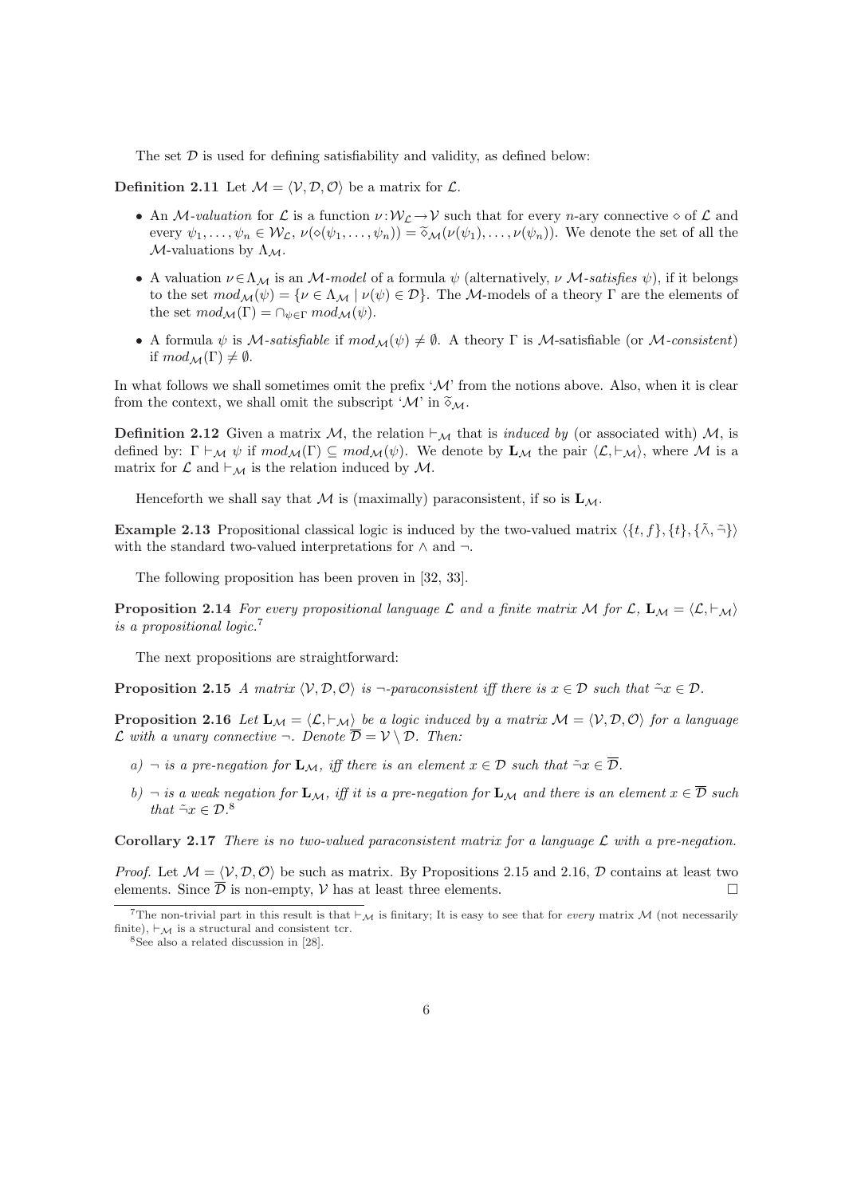The set $\mathcal{D}$ is used for defining satisfiability and validity, as defined below:

**Definition 2.11** Let $\mathcal{M} = \langle \mathcal{V}, \mathcal{D}, \mathcal{O} \rangle$ be a matrix for $\mathcal{L}$.

- An $\mathcal{M}$-*valuation* for $\mathcal{L}$ is a function $\nu : \mathcal{W}_{\mathcal{L}} \to \mathcal{V}$ such that for every $n$-ary connective $\diamond$ of $\mathcal{L}$ and every $\psi_1, \ldots, \psi_n \in \mathcal{W}_{\mathcal{L}}$, $\nu(\diamond(\psi_1, \ldots, \psi_n)) = \widetilde{\diamond}_{\mathcal{M}}(\nu(\psi_1), \ldots, \nu(\psi_n))$. We denote the set of all the $\mathcal{M}$-valuations by $\Lambda_{\mathcal{M}}$.
- A valuation $\nu \in \Lambda_{\mathcal{M}}$ is an $\mathcal{M}$-*model* of a formula $\psi$ (alternatively, $\nu$ $\mathcal{M}$-*satisfies* $\psi$), if it belongs to the set $mod_{\mathcal{M}}(\psi) = \{\nu \in \Lambda_{\mathcal{M}} \mid \nu(\psi) \in \mathcal{D}\}$. The $\mathcal{M}$-models of a theory $\Gamma$ are the elements of the set $mod_{\mathcal{M}}(\Gamma) = \cap_{\psi \in \Gamma}\, mod_{\mathcal{M}}(\psi)$.
- A formula $\psi$ is $\mathcal{M}$-*satisfiable* if $mod_{\mathcal{M}}(\psi) \neq \emptyset$. A theory $\Gamma$ is $\mathcal{M}$-satisfiable (or $\mathcal{M}$-*consistent*) if $mod_{\mathcal{M}}(\Gamma) \neq \emptyset$.

In what follows we shall sometimes omit the prefix '$\mathcal{M}$' from the notions above. Also, when it is clear from the context, we shall omit the subscript '$\mathcal{M}$' in $\widetilde{\diamond}_{\mathcal{M}}$.

**Definition 2.12** Given a matrix $\mathcal{M}$, the relation $\vdash_{\mathcal{M}}$ that is *induced by* (or associated with) $\mathcal{M}$, is defined by: $\Gamma \vdash_{\mathcal{M}} \psi$ if $mod_{\mathcal{M}}(\Gamma) \subseteq mod_{\mathcal{M}}(\psi)$. We denote by $\mathbf{L}_{\mathcal{M}}$ the pair $\langle \mathcal{L}, \vdash_{\mathcal{M}} \rangle$, where $\mathcal{M}$ is a matrix for $\mathcal{L}$ and $\vdash_{\mathcal{M}}$ is the relation induced by $\mathcal{M}$.

Henceforth we shall say that $\mathcal{M}$ is (maximally) paraconsistent, if so is $\mathbf{L}_{\mathcal{M}}$.

**Example 2.13** Propositional classical logic is induced by the two-valued matrix $\langle \{t, f\}, \{t\}, \{\tilde{\wedge}, \tilde{\neg}\} \rangle$ with the standard two-valued interpretations for $\wedge$ and $\neg$.

The following proposition has been proven in [32, 33].

**Proposition 2.14** *For every propositional language $\mathcal{L}$ and a finite matrix $\mathcal{M}$ for $\mathcal{L}$, $\mathbf{L}_{\mathcal{M}} = \langle \mathcal{L}, \vdash_{\mathcal{M}} \rangle$ is a propositional logic.*[7]

The next propositions are straightforward:

**Proposition 2.15** *A matrix $\langle \mathcal{V}, \mathcal{D}, \mathcal{O} \rangle$ is $\neg$-paraconsistent iff there is $x \in \mathcal{D}$ such that $\tilde{\neg} x \in \mathcal{D}$.*

**Proposition 2.16** *Let $\mathbf{L}_{\mathcal{M}} = \langle \mathcal{L}, \vdash_{\mathcal{M}} \rangle$ be a logic induced by a matrix $\mathcal{M} = \langle \mathcal{V}, \mathcal{D}, \mathcal{O} \rangle$ for a language $\mathcal{L}$ with a unary connective $\neg$. Denote $\overline{\mathcal{D}} = \mathcal{V} \setminus \mathcal{D}$. Then:*

*a) $\neg$ is a pre-negation for $\mathbf{L}_{\mathcal{M}}$, iff there is an element $x \in \mathcal{D}$ such that $\tilde{\neg} x \in \overline{\mathcal{D}}$.*

*b) $\neg$ is a weak negation for $\mathbf{L}_{\mathcal{M}}$, iff it is a pre-negation for $\mathbf{L}_{\mathcal{M}}$ and there is an element $x \in \overline{\mathcal{D}}$ such that $\tilde{\neg} x \in \mathcal{D}$.*[8]

**Corollary 2.17** *There is no two-valued paraconsistent matrix for a language $\mathcal{L}$ with a pre-negation.*

*Proof.* Let $\mathcal{M} = \langle \mathcal{V}, \mathcal{D}, \mathcal{O} \rangle$ be such as matrix. By Propositions 2.15 and 2.16, $\mathcal{D}$ contains at least two elements. Since $\overline{\mathcal{D}}$ is non-empty, $\mathcal{V}$ has at least three elements. □

---

[7] The non-trivial part in this result is that $\vdash_{\mathcal{M}}$ is finitary; It is easy to see that for *every* matrix $\mathcal{M}$ (not necessarily finite), $\vdash_{\mathcal{M}}$ is a structural and consistent tcr.

[8] See also a related discussion in [28].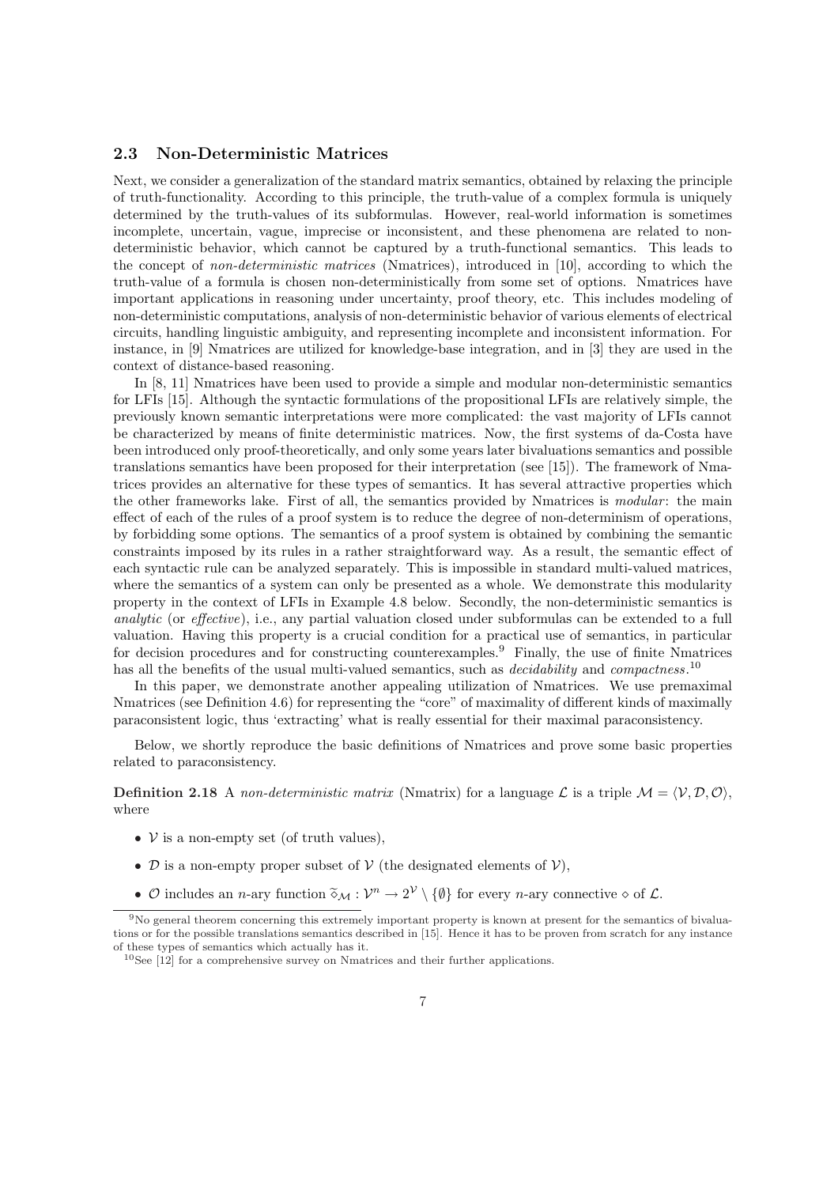### 2.3 Non-Deterministic Matrices

Next, we consider a generalization of the standard matrix semantics, obtained by relaxing the principle of truth-functionality. According to this principle, the truth-value of a complex formula is uniquely determined by the truth-values of its subformulas. However, real-world information is sometimes incomplete, uncertain, vague, imprecise or inconsistent, and these phenomena are related to non-deterministic behavior, which cannot be captured by a truth-functional semantics. This leads to the concept of *non-deterministic matrices* (Nmatrices), introduced in [10], according to which the truth-value of a formula is chosen non-deterministically from some set of options. Nmatrices have important applications in reasoning under uncertainty, proof theory, etc. This includes modeling of non-deterministic computations, analysis of non-deterministic behavior of various elements of electrical circuits, handling linguistic ambiguity, and representing incomplete and inconsistent information. For instance, in [9] Nmatrices are utilized for knowledge-base integration, and in [3] they are used in the context of distance-based reasoning.

In [8, 11] Nmatrices have been used to provide a simple and modular non-deterministic semantics for LFIs [15]. Although the syntactic formulations of the propositional LFIs are relatively simple, the previously known semantic interpretations were more complicated: the vast majority of LFIs cannot be characterized by means of finite deterministic matrices. Now, the first systems of da-Costa have been introduced only proof-theoretically, and only some years later bivaluations semantics and possible translations semantics have been proposed for their interpretation (see [15]). The framework of Nmatrices provides an alternative for these types of semantics. It has several attractive properties which the other frameworks lake. First of all, the semantics provided by Nmatrices is *modular*: the main effect of each of the rules of a proof system is to reduce the degree of non-determinism of operations, by forbidding some options. The semantics of a proof system is obtained by combining the semantic constraints imposed by its rules in a rather straightforward way. As a result, the semantic effect of each syntactic rule can be analyzed separately. This is impossible in standard multi-valued matrices, where the semantics of a system can only be presented as a whole. We demonstrate this modularity property in the context of LFIs in Example 4.8 below. Secondly, the non-deterministic semantics is *analytic* (or *effective*), i.e., any partial valuation closed under subformulas can be extended to a full valuation. Having this property is a crucial condition for a practical use of semantics, in particular for decision procedures and for constructing counterexamples.[9] Finally, the use of finite Nmatrices has all the benefits of the usual multi-valued semantics, such as *decidability* and *compactness*.[10]

In this paper, we demonstrate another appealing utilization of Nmatrices. We use premaximal Nmatrices (see Definition 4.6) for representing the "core" of maximality of different kinds of maximally paraconsistent logic, thus 'extracting' what is really essential for their maximal paraconsistency.

Below, we shortly reproduce the basic definitions of Nmatrices and prove some basic properties related to paraconsistency.

**Definition 2.18** A *non-deterministic matrix* (Nmatrix) for a language $\mathcal{L}$ is a triple $\mathcal{M} = \langle \mathcal{V}, \mathcal{D}, \mathcal{O} \rangle$, where

- $\mathcal{V}$ is a non-empty set (of truth values),
- $\mathcal{D}$ is a non-empty proper subset of $\mathcal{V}$ (the designated elements of $\mathcal{V}$),
- $\mathcal{O}$ includes an $n$-ary function $\widetilde{\diamond}_{\mathcal{M}} : \mathcal{V}^n \to 2^{\mathcal{V}} \setminus \{\emptyset\}$ for every $n$-ary connective $\diamond$ of $\mathcal{L}$.

[9] No general theorem concerning this extremely important property is known at present for the semantics of bivaluations or for the possible translations semantics described in [15]. Hence it has to be proven from scratch for any instance of these types of semantics which actually has it.

[10] See [12] for a comprehensive survey on Nmatrices and their further applications.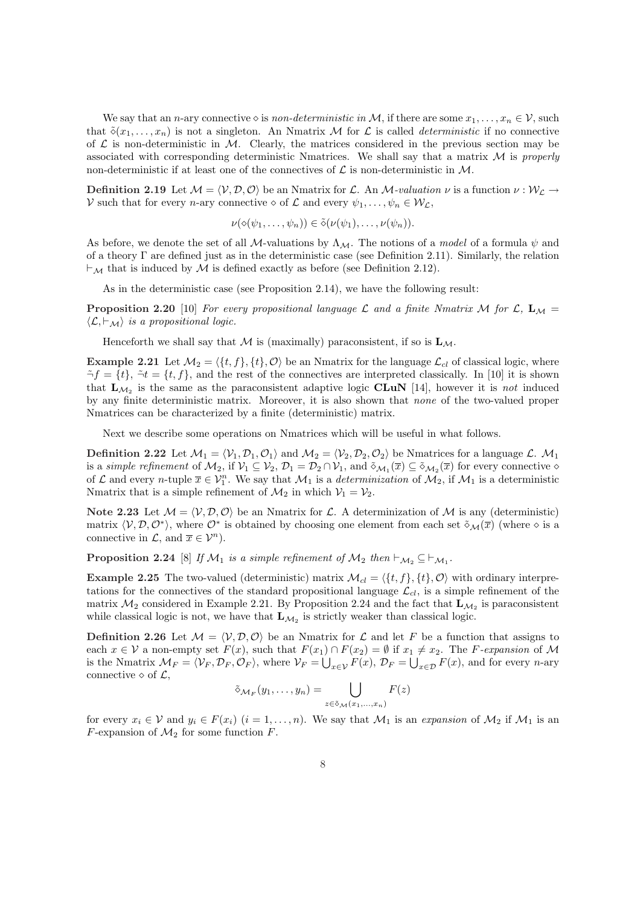We say that an $n$-ary connective $\diamond$ is *non-deterministic in* $\mathcal{M}$, if there are some $x_1, \ldots, x_n \in \mathcal{V}$, such that $\tilde{\diamond}(x_1, \ldots, x_n)$ is not a singleton. An Nmatrix $\mathcal{M}$ for $\mathcal{L}$ is called *deterministic* if no connective of $\mathcal{L}$ is non-deterministic in $\mathcal{M}$. Clearly, the matrices considered in the previous section may be associated with corresponding deterministic Nmatrices. We shall say that a matrix $\mathcal{M}$ is *properly* non-deterministic if at least one of the connectives of $\mathcal{L}$ is non-deterministic in $\mathcal{M}$.

**Definition 2.19** Let $\mathcal{M} = \langle \mathcal{V}, \mathcal{D}, \mathcal{O} \rangle$ be an Nmatrix for $\mathcal{L}$. An $\mathcal{M}$*-valuation* $\nu$ is a function $\nu : \mathcal{W}_{\mathcal{L}} \to \mathcal{V}$ such that for every $n$-ary connective $\diamond$ of $\mathcal{L}$ and every $\psi_1, \ldots, \psi_n \in \mathcal{W}_{\mathcal{L}}$,

$$\nu(\diamond(\psi_1, \ldots, \psi_n)) \in \tilde{\diamond}(\nu(\psi_1), \ldots, \nu(\psi_n)).$$

As before, we denote the set of all $\mathcal{M}$-valuations by $\Lambda_{\mathcal{M}}$. The notions of a *model* of a formula $\psi$ and of a theory $\Gamma$ are defined just as in the deterministic case (see Definition 2.11). Similarly, the relation $\vdash_{\mathcal{M}}$ that is induced by $\mathcal{M}$ is defined exactly as before (see Definition 2.12).

As in the deterministic case (see Proposition 2.14), we have the following result:

**Proposition 2.20** [10] *For every propositional language $\mathcal{L}$ and a finite Nmatrix $\mathcal{M}$ for $\mathcal{L}$, $\mathbf{L}_{\mathcal{M}} = \langle \mathcal{L}, \vdash_{\mathcal{M}} \rangle$ is a propositional logic.*

Henceforth we shall say that $\mathcal{M}$ is (maximally) paraconsistent, if so is $\mathbf{L}_{\mathcal{M}}$.

**Example 2.21** Let $\mathcal{M}_2 = \langle \{t, f\}, \{t\}, \mathcal{O} \rangle$ be an Nmatrix for the language $\mathcal{L}_{cl}$ of classical logic, where $\tilde{\neg} f = \{t\}$, $\tilde{\neg} t = \{t, f\}$, and the rest of the connectives are interpreted classically. In [10] it is shown that $\mathbf{L}_{\mathcal{M}_2}$ is the same as the paraconsistent adaptive logic **CLuN** [14], however it is *not* induced by any finite deterministic matrix. Moreover, it is also shown that *none* of the two-valued proper Nmatrices can be characterized by a finite (deterministic) matrix.

Next we describe some operations on Nmatrices which will be useful in what follows.

**Definition 2.22** Let $\mathcal{M}_1 = \langle \mathcal{V}_1, \mathcal{D}_1, \mathcal{O}_1 \rangle$ and $\mathcal{M}_2 = \langle \mathcal{V}_2, \mathcal{D}_2, \mathcal{O}_2 \rangle$ be Nmatrices for a language $\mathcal{L}$. $\mathcal{M}_1$ is a *simple refinement* of $\mathcal{M}_2$, if $\mathcal{V}_1 \subseteq \mathcal{V}_2$, $\mathcal{D}_1 = \mathcal{D}_2 \cap \mathcal{V}_1$, and $\tilde{\diamond}_{\mathcal{M}_1}(\overline{x}) \subseteq \tilde{\diamond}_{\mathcal{M}_2}(\overline{x})$ for every connective $\diamond$ of $\mathcal{L}$ and every $n$-tuple $\overline{x} \in \mathcal{V}_1^n$. We say that $\mathcal{M}_1$ is a *determinization* of $\mathcal{M}_2$, if $\mathcal{M}_1$ is a deterministic Nmatrix that is a simple refinement of $\mathcal{M}_2$ in which $\mathcal{V}_1 = \mathcal{V}_2$.

**Note 2.23** Let $\mathcal{M} = \langle \mathcal{V}, \mathcal{D}, \mathcal{O} \rangle$ be an Nmatrix for $\mathcal{L}$. A determinization of $\mathcal{M}$ is any (deterministic) matrix $\langle \mathcal{V}, \mathcal{D}, \mathcal{O}^* \rangle$, where $\mathcal{O}^*$ is obtained by choosing one element from each set $\tilde{\diamond}_{\mathcal{M}}(\overline{x})$ (where $\diamond$ is a connective in $\mathcal{L}$, and $\overline{x} \in \mathcal{V}^n$).

**Proposition 2.24** [8] *If $\mathcal{M}_1$ is a simple refinement of $\mathcal{M}_2$ then $\vdash_{\mathcal{M}_2} \subseteq \vdash_{\mathcal{M}_1}$.*

**Example 2.25** The two-valued (deterministic) matrix $\mathcal{M}_{cl} = \langle \{t, f\}, \{t\}, \mathcal{O} \rangle$ with ordinary interpretations for the connectives of the standard propositional language $\mathcal{L}_{cl}$, is a simple refinement of the matrix $\mathcal{M}_2$ considered in Example 2.21. By Proposition 2.24 and the fact that $\mathbf{L}_{\mathcal{M}_2}$ is paraconsistent while classical logic is not, we have that $\mathbf{L}_{\mathcal{M}_2}$ is strictly weaker than classical logic.

**Definition 2.26** Let $\mathcal{M} = \langle \mathcal{V}, \mathcal{D}, \mathcal{O} \rangle$ be an Nmatrix for $\mathcal{L}$ and let $F$ be a function that assigns to each $x \in \mathcal{V}$ a non-empty set $F(x)$, such that $F(x_1) \cap F(x_2) = \emptyset$ if $x_1 \neq x_2$. The $F$*-expansion* of $\mathcal{M}$ is the Nmatrix $\mathcal{M}_F = \langle \mathcal{V}_F, \mathcal{D}_F, \mathcal{O}_F \rangle$, where $\mathcal{V}_F = \bigcup_{x \in \mathcal{V}} F(x)$, $\mathcal{D}_F = \bigcup_{x \in \mathcal{D}} F(x)$, and for every $n$-ary connective $\diamond$ of $\mathcal{L}$,

$$\tilde{\diamond}_{\mathcal{M}_F}(y_1, \ldots, y_n) = \bigcup_{z \in \tilde{\diamond}_{\mathcal{M}}(x_1, \ldots, x_n)} F(z)$$

for every $x_i \in \mathcal{V}$ and $y_i \in F(x_i)$ $(i = 1, \ldots, n)$. We say that $\mathcal{M}_1$ is an *expansion* of $\mathcal{M}_2$ if $\mathcal{M}_1$ is an $F$-expansion of $\mathcal{M}_2$ for some function $F$.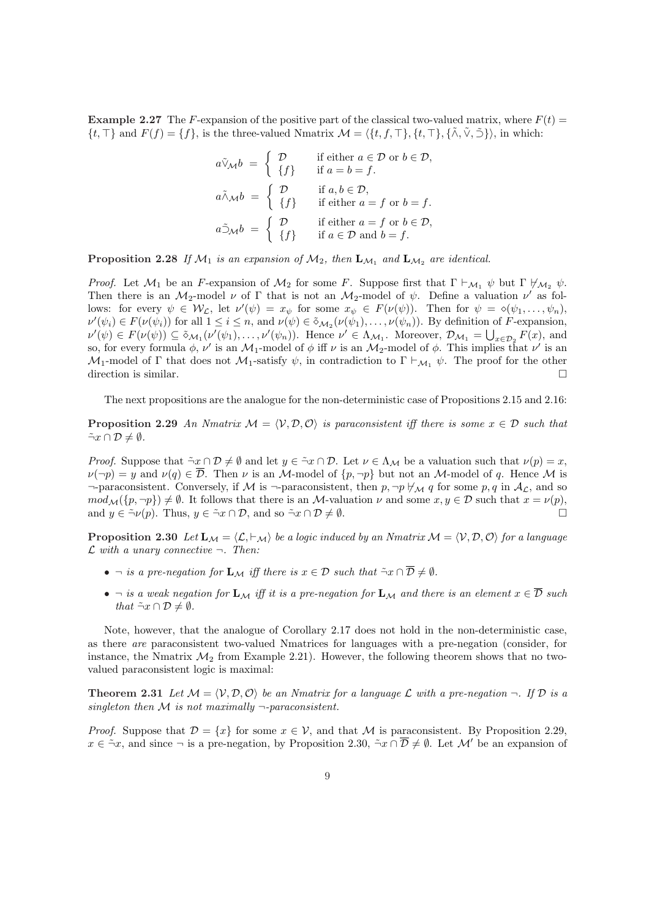**Example 2.27** The $F$-expansion of the positive part of the classical two-valued matrix, where $F(t) = \{t, \top\}$ and $F(f) = \{f\}$, is the three-valued Nmatrix $\mathcal{M} = \langle \{t, f, \top\}, \{t, \top\}, \{\tilde{\wedge}, \tilde{\vee}, \tilde{\supset}\}\rangle$, in which:

$$a \tilde{\vee}_{\mathcal{M}} b = \begin{cases} \mathcal{D} & \text{if either } a \in \mathcal{D} \text{ or } b \in \mathcal{D}, \\ \{f\} & \text{if } a = b = f. \end{cases}$$

$$a \tilde{\wedge}_{\mathcal{M}} b = \begin{cases} \mathcal{D} & \text{if } a, b \in \mathcal{D}, \\ \{f\} & \text{if either } a = f \text{ or } b = f. \end{cases}$$

$$a \tilde{\supset}_{\mathcal{M}} b = \begin{cases} \mathcal{D} & \text{if either } a = f \text{ or } b \in \mathcal{D}, \\ \{f\} & \text{if } a \in \mathcal{D} \text{ and } b = f. \end{cases}$$

**Proposition 2.28** *If $\mathcal{M}_1$ is an expansion of $\mathcal{M}_2$, then $\mathbf{L}_{\mathcal{M}_1}$ and $\mathbf{L}_{\mathcal{M}_2}$ are identical.*

*Proof.* Let $\mathcal{M}_1$ be an $F$-expansion of $\mathcal{M}_2$ for some $F$. Suppose first that $\Gamma \vdash_{\mathcal{M}_1} \psi$ but $\Gamma \nvdash_{\mathcal{M}_2} \psi$. Then there is an $\mathcal{M}_2$-model $\nu$ of $\Gamma$ that is not an $\mathcal{M}_2$-model of $\psi$. Define a valuation $\nu'$ as follows: for every $\psi \in \mathcal{W}_{\mathcal{L}}$, let $\nu'(\psi) = x_\psi$ for some $x_\psi \in F(\nu(\psi))$. Then for $\psi = \diamond(\psi_1, \ldots, \psi_n)$, $\nu'(\psi_i) \in F(\nu(\psi_i))$ for all $1 \leq i \leq n$, and $\nu(\psi) \in \tilde{\diamond}_{\mathcal{M}_2}(\nu(\psi_1), \ldots, \nu(\psi_n))$. By definition of $F$-expansion, $\nu'(\psi) \in F(\nu(\psi)) \subseteq \tilde{\diamond}_{\mathcal{M}_1}(\nu'(\psi_1), \ldots, \nu'(\psi_n))$. Hence $\nu' \in \Lambda_{\mathcal{M}_1}$. Moreover, $\mathcal{D}_{\mathcal{M}_1} = \bigcup_{x \in \mathcal{D}_2} F(x)$, and so, for every formula $\phi$, $\nu'$ is an $\mathcal{M}_1$-model of $\phi$ iff $\nu$ is an $\mathcal{M}_2$-model of $\phi$. This implies that $\nu'$ is an $\mathcal{M}_1$-model of $\Gamma$ that does not $\mathcal{M}_1$-satisfy $\psi$, in contradiction to $\Gamma \vdash_{\mathcal{M}_1} \psi$. The proof for the other direction is similar. $\square$

The next propositions are the analogue for the non-deterministic case of Propositions 2.15 and 2.16:

**Proposition 2.29** *An Nmatrix $\mathcal{M} = \langle \mathcal{V}, \mathcal{D}, \mathcal{O}\rangle$ is paraconsistent iff there is some $x \in \mathcal{D}$ such that $\tilde{\neg} x \cap \mathcal{D} \neq \emptyset$.*

*Proof.* Suppose that $\tilde{\neg} x \cap \mathcal{D} \neq \emptyset$ and let $y \in \tilde{\neg} x \cap \mathcal{D}$. Let $\nu \in \Lambda_{\mathcal{M}}$ be a valuation such that $\nu(p) = x$, $\nu(\neg p) = y$ and $\nu(q) \in \overline{\mathcal{D}}$. Then $\nu$ is an $\mathcal{M}$-model of $\{p, \neg p\}$ but not an $\mathcal{M}$-model of $q$. Hence $\mathcal{M}$ is $\neg$-paraconsistent. Conversely, if $\mathcal{M}$ is $\neg$-paraconsistent, then $p, \neg p \nvdash_{\mathcal{M}} q$ for some $p, q$ in $\mathcal{A}_{\mathcal{L}}$, and so $mod_{\mathcal{M}}(\{p, \neg p\}) \neq \emptyset$. It follows that there is an $\mathcal{M}$-valuation $\nu$ and some $x, y \in \mathcal{D}$ such that $x = \nu(p)$, and $y \in \tilde{\neg}\nu(p)$. Thus, $y \in \tilde{\neg} x \cap \mathcal{D}$, and so $\tilde{\neg} x \cap \mathcal{D} \neq \emptyset$. $\square$

**Proposition 2.30** *Let $\mathbf{L}_{\mathcal{M}} = \langle \mathcal{L}, \vdash_{\mathcal{M}}\rangle$ be a logic induced by an Nmatrix $\mathcal{M} = \langle \mathcal{V}, \mathcal{D}, \mathcal{O}\rangle$ for a language $\mathcal{L}$ with a unary connective $\neg$. Then:*

- *$\neg$ is a pre-negation for $\mathbf{L}_{\mathcal{M}}$ iff there is $x \in \mathcal{D}$ such that $\tilde{\neg} x \cap \overline{\mathcal{D}} \neq \emptyset$.*
- *$\neg$ is a weak negation for $\mathbf{L}_{\mathcal{M}}$ iff it is a pre-negation for $\mathbf{L}_{\mathcal{M}}$ and there is an element $x \in \overline{\mathcal{D}}$ such that $\tilde{\neg} x \cap \mathcal{D} \neq \emptyset$.*

Note, however, that the analogue of Corollary 2.17 does not hold in the non-deterministic case, as there *are* paraconsistent two-valued Nmatrices for languages with a pre-negation (consider, for instance, the Nmatrix $\mathcal{M}_2$ from Example 2.21). However, the following theorem shows that no two-valued paraconsistent logic is maximal:

**Theorem 2.31** *Let $\mathcal{M} = \langle \mathcal{V}, \mathcal{D}, \mathcal{O}\rangle$ be an Nmatrix for a language $\mathcal{L}$ with a pre-negation $\neg$. If $\mathcal{D}$ is a singleton then $\mathcal{M}$ is not maximally $\neg$-paraconsistent.*

*Proof.* Suppose that $\mathcal{D} = \{x\}$ for some $x \in \mathcal{V}$, and that $\mathcal{M}$ is paraconsistent. By Proposition 2.29, $x \in \tilde{\neg} x$, and since $\neg$ is a pre-negation, by Proposition 2.30, $\tilde{\neg} x \cap \overline{\mathcal{D}} \neq \emptyset$. Let $\mathcal{M}'$ be an expansion of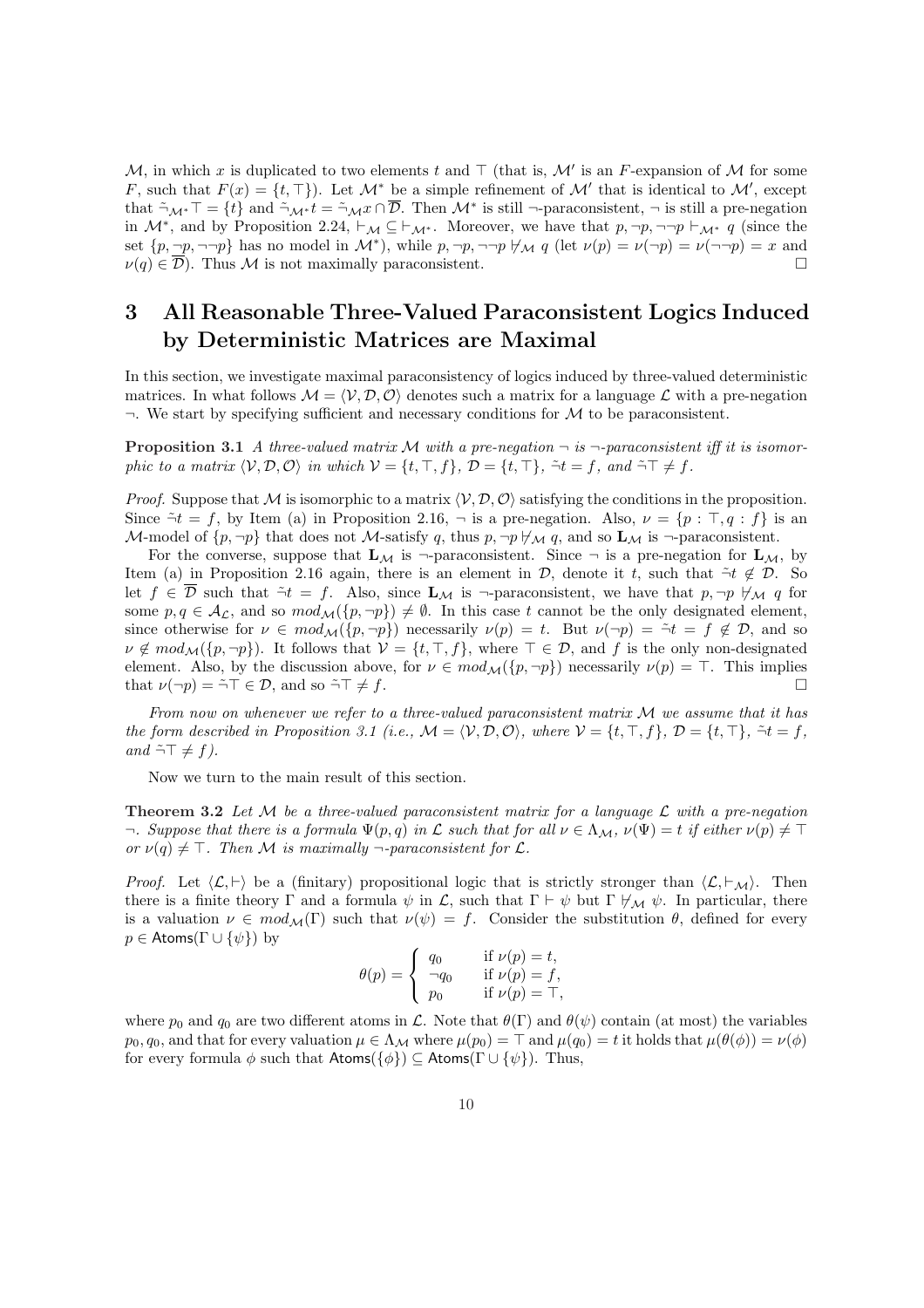$\mathcal{M}$, in which $x$ is duplicated to two elements $t$ and $\top$ (that is, $\mathcal{M}'$ is an $F$-expansion of $\mathcal{M}$ for some $F$, such that $F(x) = \{t, \top\}$). Let $\mathcal{M}^*$ be a simple refinement of $\mathcal{M}'$ that is identical to $\mathcal{M}'$, except that $\tilde{\neg}_{\mathcal{M}^*}\top = \{t\}$ and $\tilde{\neg}_{\mathcal{M}^*}t = \tilde{\neg}_{\mathcal{M}}x \cap \overline{\mathcal{D}}$. Then $\mathcal{M}^*$ is still $\neg$-paraconsistent, $\neg$ is still a pre-negation in $\mathcal{M}^*$, and by Proposition 2.24, $\vdash_{\mathcal{M}} \subseteq \vdash_{\mathcal{M}^*}$. Moreover, we have that $p, \neg p, \neg\neg p \vdash_{\mathcal{M}^*} q$ (since the set $\{p, \neg p, \neg\neg p\}$ has no model in $\mathcal{M}^*$), while $p, \neg p, \neg\neg p \nvdash_{\mathcal{M}} q$ (let $\nu(p) = \nu(\neg p) = \nu(\neg\neg p) = x$ and $\nu(q) \in \overline{\mathcal{D}}$). Thus $\mathcal{M}$ is not maximally paraconsistent. □

# 3 All Reasonable Three-Valued Paraconsistent Logics Induced by Deterministic Matrices are Maximal

In this section, we investigate maximal paraconsistency of logics induced by three-valued deterministic matrices. In what follows $\mathcal{M} = \langle \mathcal{V}, \mathcal{D}, \mathcal{O} \rangle$ denotes such a matrix for a language $\mathcal{L}$ with a pre-negation $\neg$. We start by specifying sufficient and necessary conditions for $\mathcal{M}$ to be paraconsistent.

**Proposition 3.1** *A three-valued matrix $\mathcal{M}$ with a pre-negation $\neg$ is $\neg$-paraconsistent iff it is isomorphic to a matrix $\langle \mathcal{V}, \mathcal{D}, \mathcal{O} \rangle$ in which $\mathcal{V} = \{t, \top, f\}$, $\mathcal{D} = \{t, \top\}$, $\tilde{\neg}t = f$, and $\tilde{\neg}\top \neq f$.*

*Proof.* Suppose that $\mathcal{M}$ is isomorphic to a matrix $\langle \mathcal{V}, \mathcal{D}, \mathcal{O} \rangle$ satisfying the conditions in the proposition. Since $\tilde{\neg}t = f$, by Item (a) in Proposition 2.16, $\neg$ is a pre-negation. Also, $\nu = \{p : \top, q : f\}$ is an $\mathcal{M}$-model of $\{p, \neg p\}$ that does not $\mathcal{M}$-satisfy $q$, thus $p, \neg p \nvdash_{\mathcal{M}} q$, and so $\mathbf{L}_{\mathcal{M}}$ is $\neg$-paraconsistent.

For the converse, suppose that $\mathbf{L}_{\mathcal{M}}$ is $\neg$-paraconsistent. Since $\neg$ is a pre-negation for $\mathbf{L}_{\mathcal{M}}$, by Item (a) in Proposition 2.16 again, there is an element in $\mathcal{D}$, denote it $t$, such that $\tilde{\neg}t \notin \mathcal{D}$. So let $f \in \overline{\mathcal{D}}$ such that $\tilde{\neg}t = f$. Also, since $\mathbf{L}_{\mathcal{M}}$ is $\neg$-paraconsistent, we have that $p, \neg p \nvdash_{\mathcal{M}} q$ for some $p, q \in \mathcal{A}_{\mathcal{L}}$, and so $mod_{\mathcal{M}}(\{p, \neg p\}) \neq \emptyset$. In this case $t$ cannot be the only designated element, since otherwise for $\nu \in mod_{\mathcal{M}}(\{p, \neg p\})$ necessarily $\nu(p) = t$. But $\nu(\neg p) = \tilde{\neg}t = f \notin \mathcal{D}$, and so $\nu \notin mod_{\mathcal{M}}(\{p, \neg p\})$. It follows that $\mathcal{V} = \{t, \top, f\}$, where $\top \in \mathcal{D}$, and $f$ is the only non-designated element. Also, by the discussion above, for $\nu \in mod_{\mathcal{M}}(\{p, \neg p\})$ necessarily $\nu(p) = \top$. This implies that $\nu(\neg p) = \tilde{\neg}\top \in \mathcal{D}$, and so $\tilde{\neg}\top \neq f$. □

*From now on whenever we refer to a three-valued paraconsistent matrix $\mathcal{M}$ we assume that it has the form described in Proposition 3.1 (i.e., $\mathcal{M} = \langle \mathcal{V}, \mathcal{D}, \mathcal{O} \rangle$, where $\mathcal{V} = \{t, \top, f\}$, $\mathcal{D} = \{t, \top\}$, $\tilde{\neg}t = f$, and $\tilde{\neg}\top \neq f$).*

Now we turn to the main result of this section.

**Theorem 3.2** *Let $\mathcal{M}$ be a three-valued paraconsistent matrix for a language $\mathcal{L}$ with a pre-negation $\neg$. Suppose that there is a formula $\Psi(p, q)$ in $\mathcal{L}$ such that for all $\nu \in \Lambda_{\mathcal{M}}$, $\nu(\Psi) = t$ if either $\nu(p) \neq \top$ or $\nu(q) \neq \top$. Then $\mathcal{M}$ is maximally $\neg$-paraconsistent for $\mathcal{L}$.*

*Proof.* Let $\langle \mathcal{L}, \vdash \rangle$ be a (finitary) propositional logic that is strictly stronger than $\langle \mathcal{L}, \vdash_{\mathcal{M}} \rangle$. Then there is a finite theory $\Gamma$ and a formula $\psi$ in $\mathcal{L}$, such that $\Gamma \vdash \psi$ but $\Gamma \nvdash_{\mathcal{M}} \psi$. In particular, there is a valuation $\nu \in mod_{\mathcal{M}}(\Gamma)$ such that $\nu(\psi) = f$. Consider the substitution $\theta$, defined for every $p \in \mathsf{Atoms}(\Gamma \cup \{\psi\})$ by

$$\theta(p) = \begin{cases} q_0 & \text{if } \nu(p) = t, \\ \neg q_0 & \text{if } \nu(p) = f, \\ p_0 & \text{if } \nu(p) = \top, \end{cases}$$

where $p_0$ and $q_0$ are two different atoms in $\mathcal{L}$. Note that $\theta(\Gamma)$ and $\theta(\psi)$ contain (at most) the variables $p_0, q_0$, and that for every valuation $\mu \in \Lambda_{\mathcal{M}}$ where $\mu(p_0) = \top$ and $\mu(q_0) = t$ it holds that $\mu(\theta(\phi)) = \nu(\phi)$ for every formula $\phi$ such that $\mathsf{Atoms}(\{\phi\}) \subseteq \mathsf{Atoms}(\Gamma \cup \{\psi\})$. Thus,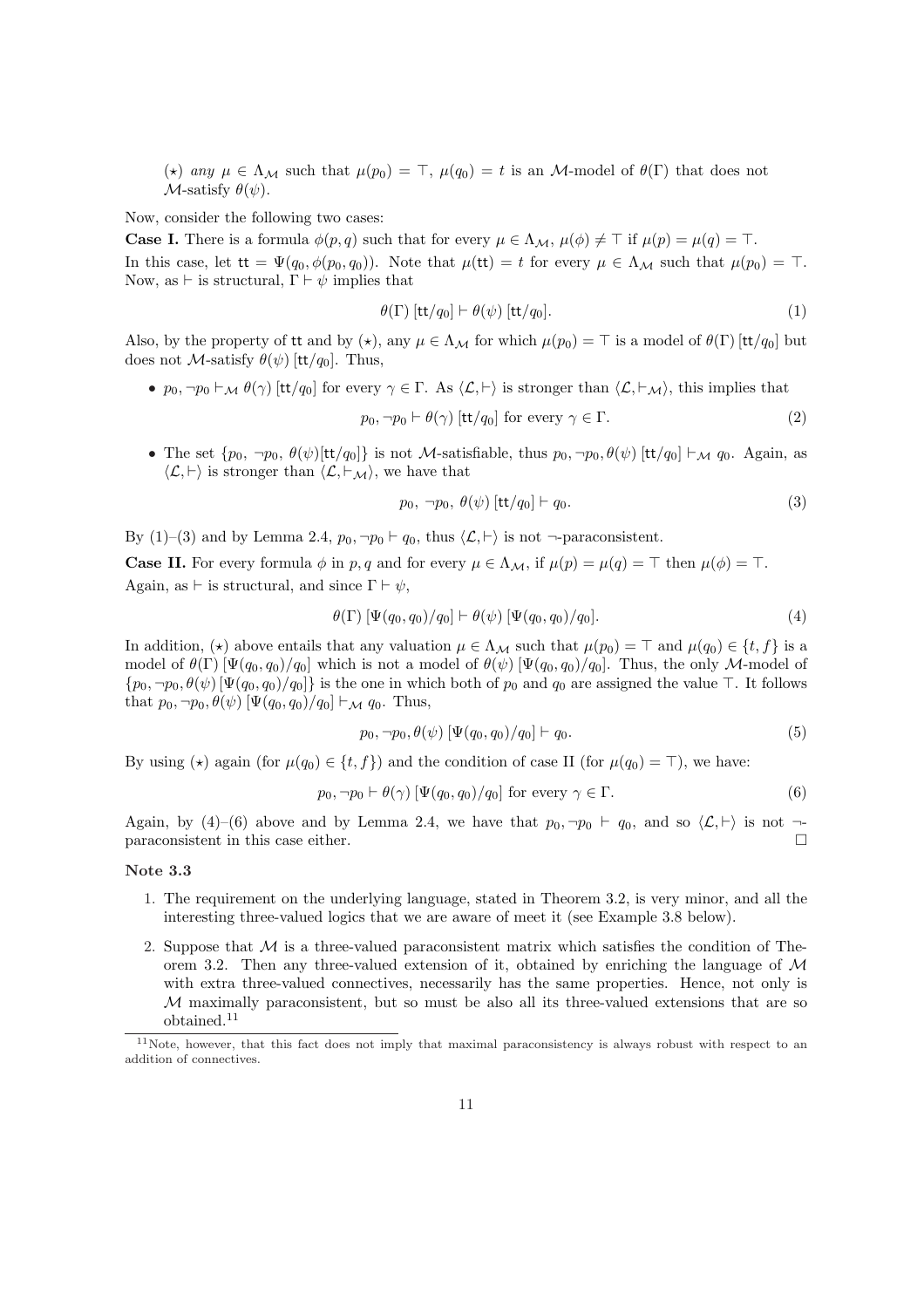($\star$) *any* $\mu \in \Lambda_{\mathcal{M}}$ such that $\mu(p_0) = \top$, $\mu(q_0) = t$ is an $\mathcal{M}$-model of $\theta(\Gamma)$ that does not $\mathcal{M}$-satisfy $\theta(\psi)$.

Now, consider the following two cases:

**Case I.** There is a formula $\phi(p, q)$ such that for every $\mu \in \Lambda_{\mathcal{M}}$, $\mu(\phi) \neq \top$ if $\mu(p) = \mu(q) = \top$.

In this case, let $\mathsf{tt} = \Psi(q_0, \phi(p_0, q_0))$. Note that $\mu(\mathsf{tt}) = t$ for every $\mu \in \Lambda_{\mathcal{M}}$ such that $\mu(p_0) = \top$. Now, as $\vdash$ is structural, $\Gamma \vdash \psi$ implies that

$$\theta(\Gamma)\ [\mathsf{tt}/q_0] \vdash \theta(\psi)\ [\mathsf{tt}/q_0]. \tag{1}$$

Also, by the property of $\mathsf{tt}$ and by ($\star$), any $\mu \in \Lambda_{\mathcal{M}}$ for which $\mu(p_0) = \top$ is a model of $\theta(\Gamma)\ [\mathsf{tt}/q_0]$ but does not $\mathcal{M}$-satisfy $\theta(\psi)\ [\mathsf{tt}/q_0]$. Thus,

- $p_0, \neg p_0 \vdash_{\mathcal{M}} \theta(\gamma)\ [\mathsf{tt}/q_0]$ for every $\gamma \in \Gamma$. As $\langle \mathcal{L}, \vdash \rangle$ is stronger than $\langle \mathcal{L}, \vdash_{\mathcal{M}} \rangle$, this implies that

$$p_0, \neg p_0 \vdash \theta(\gamma)\ [\mathsf{tt}/q_0] \text{ for every } \gamma \in \Gamma. \tag{2}$$

- The set $\{p_0,\ \neg p_0,\ \theta(\psi)[\mathsf{tt}/q_0]\}$ is not $\mathcal{M}$-satisfiable, thus $p_0, \neg p_0, \theta(\psi)\ [\mathsf{tt}/q_0] \vdash_{\mathcal{M}} q_0$. Again, as $\langle \mathcal{L}, \vdash \rangle$ is stronger than $\langle \mathcal{L}, \vdash_{\mathcal{M}} \rangle$, we have that

$$p_0,\ \neg p_0,\ \theta(\psi)\ [\mathsf{tt}/q_0] \vdash q_0. \tag{3}$$

By (1)–(3) and by Lemma 2.4, $p_0, \neg p_0 \vdash q_0$, thus $\langle \mathcal{L}, \vdash \rangle$ is not $\neg$-paraconsistent.

**Case II.** For every formula $\phi$ in $p, q$ and for every $\mu \in \Lambda_{\mathcal{M}}$, if $\mu(p) = \mu(q) = \top$ then $\mu(\phi) = \top$.

Again, as $\vdash$ is structural, and since $\Gamma \vdash \psi$,

$$\theta(\Gamma)\ [\Psi(q_0, q_0)/q_0] \vdash \theta(\psi)\ [\Psi(q_0, q_0)/q_0]. \tag{4}$$

In addition, ($\star$) above entails that any valuation $\mu \in \Lambda_{\mathcal{M}}$ such that $\mu(p_0) = \top$ and $\mu(q_0) \in \{t, f\}$ is a model of $\theta(\Gamma)\ [\Psi(q_0, q_0)/q_0]$ which is not a model of $\theta(\psi)\ [\Psi(q_0, q_0)/q_0]$. Thus, the only $\mathcal{M}$-model of $\{p_0, \neg p_0, \theta(\psi)\ [\Psi(q_0, q_0)/q_0]\}$ is the one in which both of $p_0$ and $q_0$ are assigned the value $\top$. It follows that $p_0, \neg p_0, \theta(\psi)\ [\Psi(q_0, q_0)/q_0] \vdash_{\mathcal{M}} q_0$. Thus,

$$p_0, \neg p_0, \theta(\psi)\ [\Psi(q_0, q_0)/q_0] \vdash q_0. \tag{5}$$

By using ($\star$) again (for $\mu(q_0) \in \{t, f\}$) and the condition of case II (for $\mu(q_0) = \top$), we have:

$$p_0, \neg p_0 \vdash \theta(\gamma)\ [\Psi(q_0, q_0)/q_0] \text{ for every } \gamma \in \Gamma. \tag{6}$$

Again, by (4)–(6) above and by Lemma 2.4, we have that $p_0, \neg p_0 \vdash q_0$, and so $\langle \mathcal{L}, \vdash \rangle$ is not $\neg$-paraconsistent in this case either. $\square$

**Note 3.3**

1. The requirement on the underlying language, stated in Theorem 3.2, is very minor, and all the interesting three-valued logics that we are aware of meet it (see Example 3.8 below).
2. Suppose that $\mathcal{M}$ is a three-valued paraconsistent matrix which satisfies the condition of Theorem 3.2. Then any three-valued extension of it, obtained by enriching the language of $\mathcal{M}$ with extra three-valued connectives, necessarily has the same properties. Hence, not only is $\mathcal{M}$ maximally paraconsistent, but so must be also all its three-valued extensions that are so obtained.[11]

[11] Note, however, that this fact does not imply that maximal paraconsistency is always robust with respect to an addition of connectives.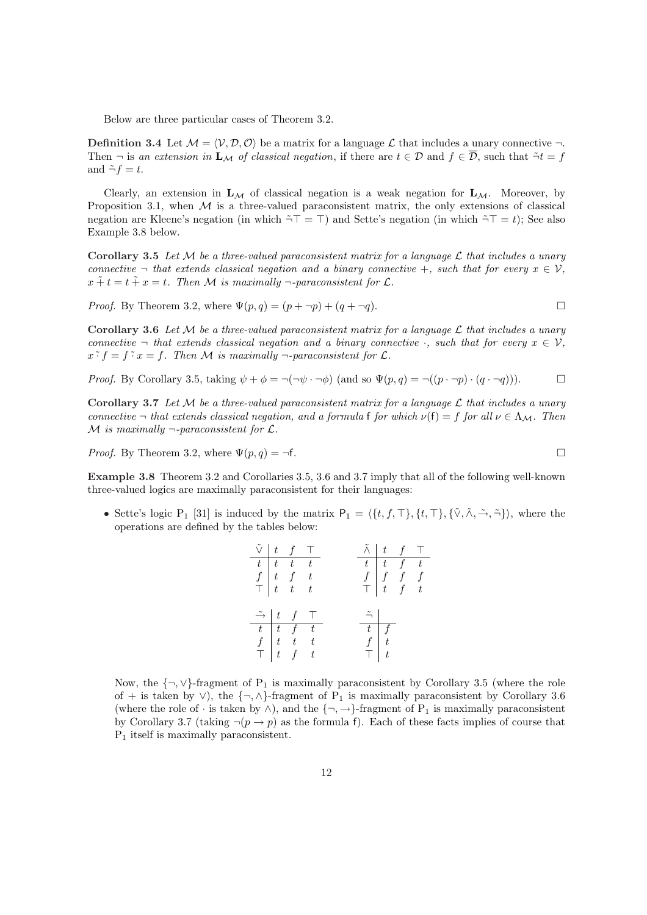Below are three particular cases of Theorem 3.2.

**Definition 3.4** Let $\mathcal{M} = \langle \mathcal{V}, \mathcal{D}, \mathcal{O} \rangle$ be a matrix for a language $\mathcal{L}$ that includes a unary connective $\neg$. Then $\neg$ is *an extension in* $\mathbf{L}_\mathcal{M}$ *of classical negation*, if there are $t \in \mathcal{D}$ and $f \in \overline{\mathcal{D}}$, such that $\tilde{\neg} t = f$ and $\tilde{\neg} f = t$.

Clearly, an extension in $\mathbf{L}_\mathcal{M}$ of classical negation is a weak negation for $\mathbf{L}_\mathcal{M}$. Moreover, by Proposition 3.1, when $\mathcal{M}$ is a three-valued paraconsistent matrix, the only extensions of classical negation are Kleene's negation (in which $\tilde{\neg}\top = \top$) and Sette's negation (in which $\tilde{\neg}\top = t$); See also Example 3.8 below.

**Corollary 3.5** *Let $\mathcal{M}$ be a three-valued paraconsistent matrix for a language $\mathcal{L}$ that includes a unary connective $\neg$ that extends classical negation and a binary connective $+$, such that for every $x \in \mathcal{V}$, $x \tilde{+} t = t \tilde{+} x = t$. Then $\mathcal{M}$ is maximally $\neg$-paraconsistent for $\mathcal{L}$.*

*Proof.* By Theorem 3.2, where $\Psi(p, q) = (p + \neg p) + (q + \neg q)$. □

**Corollary 3.6** *Let $\mathcal{M}$ be a three-valued paraconsistent matrix for a language $\mathcal{L}$ that includes a unary connective $\neg$ that extends classical negation and a binary connective $\cdot$, such that for every $x \in \mathcal{V}$, $x \tilde{\cdot} f = f \tilde{\cdot} x = f$. Then $\mathcal{M}$ is maximally $\neg$-paraconsistent for $\mathcal{L}$.*

*Proof.* By Corollary 3.5, taking $\psi + \phi = \neg(\neg\psi \cdot \neg\phi)$ (and so $\Psi(p, q) = \neg((p \cdot \neg p) \cdot (q \cdot \neg q))$). □

**Corollary 3.7** *Let $\mathcal{M}$ be a three-valued paraconsistent matrix for a language $\mathcal{L}$ that includes a unary connective $\neg$ that extends classical negation, and a formula $\mathsf{f}$ for which $\nu(\mathsf{f}) = f$ for all $\nu \in \Lambda_\mathcal{M}$. Then $\mathcal{M}$ is maximally $\neg$-paraconsistent for $\mathcal{L}$.*

*Proof.* By Theorem 3.2, where $\Psi(p, q) = \neg\mathsf{f}$. □

**Example 3.8** Theorem 3.2 and Corollaries 3.5, 3.6 and 3.7 imply that all of the following well-known three-valued logics are maximally paraconsistent for their languages:

- Sette's logic $\mathrm{P}_1$ [31] is induced by the matrix $\mathsf{P}_1 = \langle \{t, f, \top\}, \{t, \top\}, \{\tilde{\vee}, \tilde{\wedge}, \tilde{\to}, \tilde{\neg}\} \rangle$, where the operations are defined by the tables below:

| $\tilde{\vee}$ | $t$ | $f$ | $\top$ |
|---|---|---|---|
| $t$ | $t$ | $t$ | $t$ |
| $f$ | $t$ | $f$ | $t$ |
| $\top$ | $t$ | $t$ | $t$ |

| $\tilde{\wedge}$ | $t$ | $f$ | $\top$ |
|---|---|---|---|
| $t$ | $t$ | $f$ | $t$ |
| $f$ | $f$ | $f$ | $f$ |
| $\top$ | $t$ | $f$ | $t$ |

| $\tilde{\to}$ | $t$ | $f$ | $\top$ |
|---|---|---|---|
| $t$ | $t$ | $f$ | $t$ |
| $f$ | $t$ | $t$ | $t$ |
| $\top$ | $t$ | $f$ | $t$ |

| $\tilde{\neg}$ | |
|---|---|
| $t$ | $f$ |
| $f$ | $t$ |
| $\top$ | $t$ |

Now, the $\{\neg, \vee\}$-fragment of $\mathrm{P}_1$ is maximally paraconsistent by Corollary 3.5 (where the role of $+$ is taken by $\vee$), the $\{\neg, \wedge\}$-fragment of $\mathrm{P}_1$ is maximally paraconsistent by Corollary 3.6 (where the role of $\cdot$ is taken by $\wedge$), and the $\{\neg, \to\}$-fragment of $\mathrm{P}_1$ is maximally paraconsistent by Corollary 3.7 (taking $\neg(p \to p)$ as the formula $\mathsf{f}$). Each of these facts implies of course that $\mathrm{P}_1$ itself is maximally paraconsistent.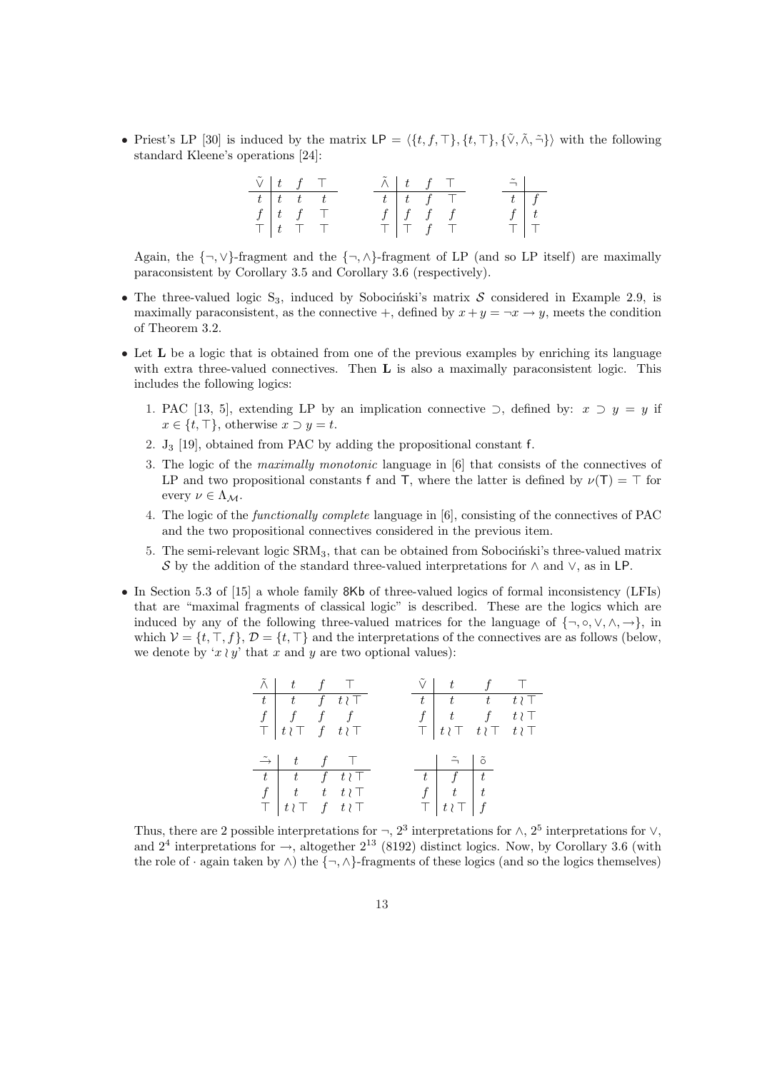- Priest's LP [30] is induced by the matrix $\mathsf{LP} = \langle\{t, f, \top\}, \{t, \top\}, \{\tilde{\vee}, \tilde{\wedge}, \tilde{\neg}\}\rangle$ with the following standard Kleene's operations [24]:

| $\tilde{\vee}$ | $t$ | $f$ | $\top$ |
|---|---|---|---|
| $t$ | $t$ | $t$ | $t$ |
| $f$ | $t$ | $f$ | $\top$ |
| $\top$ | $t$ | $\top$ | $\top$ |

| $\tilde{\wedge}$ | $t$ | $f$ | $\top$ |
|---|---|---|---|
| $t$ | $t$ | $f$ | $\top$ |
| $f$ | $f$ | $f$ | $f$ |
| $\top$ | $\top$ | $f$ | $\top$ |

| $\tilde{\neg}$ | |
|---|---|
| $t$ | $f$ |
| $f$ | $t$ |
| $\top$ | $\top$ |

  Again, the $\{\neg, \vee\}$-fragment and the $\{\neg, \wedge\}$-fragment of LP (and so LP itself) are maximally paraconsistent by Corollary 3.5 and Corollary 3.6 (respectively).

- The three-valued logic $S_3$, induced by Sobociński's matrix $\mathcal{S}$ considered in Example 2.9, is maximally paraconsistent, as the connective $+$, defined by $x + y = \neg x \to y$, meets the condition of Theorem 3.2.

- Let $\mathbf{L}$ be a logic that is obtained from one of the previous examples by enriching its language with extra three-valued connectives. Then $\mathbf{L}$ is also a maximally paraconsistent logic. This includes the following logics:

  1. PAC [13, 5], extending LP by an implication connective $\supset$, defined by: $x \supset y = y$ if $x \in \{t, \top\}$, otherwise $x \supset y = t$.
  2. $J_3$ [19], obtained from PAC by adding the propositional constant $\mathsf{f}$.
  3. The logic of the *maximally monotonic* language in [6] that consists of the connectives of LP and two propositional constants $\mathsf{f}$ and $\mathsf{T}$, where the latter is defined by $\nu(\mathsf{T}) = \top$ for every $\nu \in \Lambda_{\mathcal{M}}$.
  4. The logic of the *functionally complete* language in [6], consisting of the connectives of PAC and the two propositional connectives considered in the previous item.
  5. The semi-relevant logic $\mathrm{SRM}_3$, that can be obtained from Sobociński's three-valued matrix $\mathcal{S}$ by the addition of the standard three-valued interpretations for $\wedge$ and $\vee$, as in $\mathsf{LP}$.

- In Section 5.3 of [15] a whole family $\mathsf{8Kb}$ of three-valued logics of formal inconsistency (LFIs) that are "maximal fragments of classical logic" is described. These are the logics which are induced by any of the following three-valued matrices for the language of $\{\neg, \circ, \vee, \wedge, \to\}$, in which $\mathcal{V} = \{t, \top, f\}$, $\mathcal{D} = \{t, \top\}$ and the interpretations of the connectives are as follows (below, we denote by '$x \wr y$' that $x$ and $y$ are two optional values):

| $\tilde{\wedge}$ | $t$ | $f$ | $\top$ |
|---|---|---|---|
| $t$ | $t$ | $f$ | $t \wr \top$ |
| $f$ | $f$ | $f$ | $f$ |
| $\top$ | $t \wr \top$ | $f$ | $t \wr \top$ |

| $\tilde{\vee}$ | $t$ | $f$ | $\top$ |
|---|---|---|---|
| $t$ | $t$ | $t$ | $t \wr \top$ |
| $f$ | $t$ | $f$ | $t \wr \top$ |
| $\top$ | $t \wr \top$ | $t \wr \top$ | $t \wr \top$ |

| $\tilde{\to}$ | $t$ | $f$ | $\top$ |
|---|---|---|---|
| $t$ | $t$ | $f$ | $t \wr \top$ |
| $f$ | $t$ | $t$ | $t \wr \top$ |
| $\top$ | $t \wr \top$ | $f$ | $t \wr \top$ |

| | $\tilde{\neg}$ | $\tilde{\circ}$ |
|---|---|---|
| $t$ | $f$ | $t$ |
| $f$ | $t$ | $t$ |
| $\top$ | $t \wr \top$ | $f$ |

  Thus, there are 2 possible interpretations for $\neg$, $2^3$ interpretations for $\wedge$, $2^5$ interpretations for $\vee$, and $2^4$ interpretations for $\to$, altogether $2^{13}$ (8192) distinct logics. Now, by Corollary 3.6 (with the role of $\cdot$ again taken by $\wedge$) the $\{\neg, \wedge\}$-fragments of these logics (and so the logics themselves)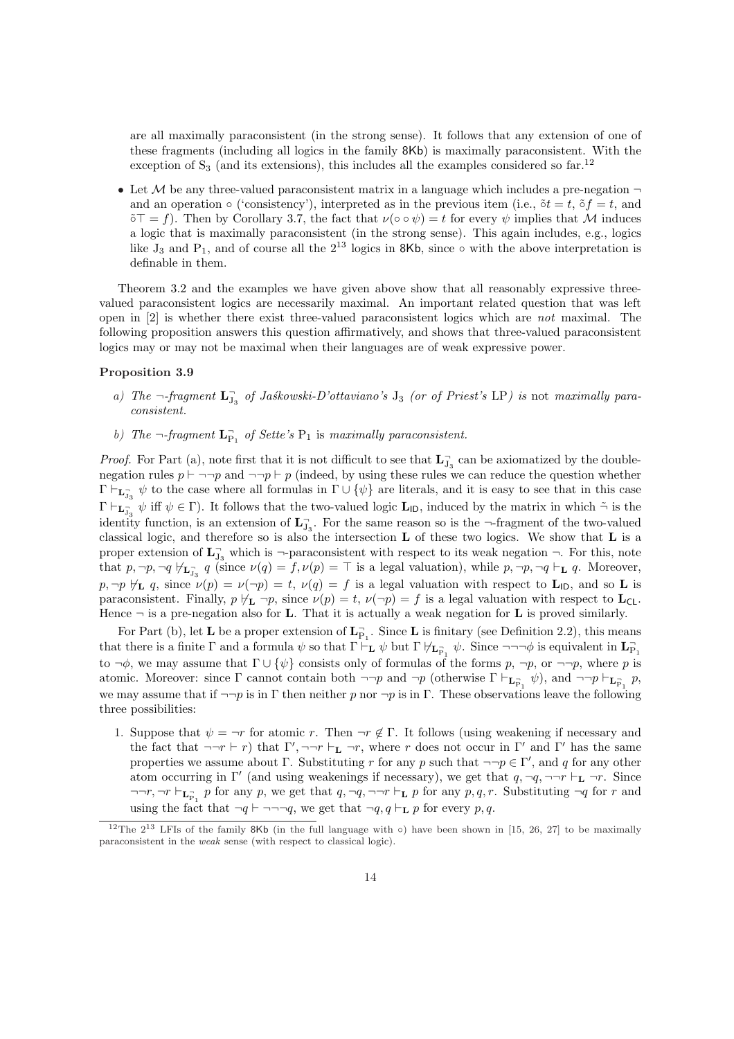are all maximally paraconsistent (in the strong sense). It follows that any extension of one of these fragments (including all logics in the family 8Kb) is maximally paraconsistent. With the exception of $S_3$ (and its extensions), this includes all the examples considered so far.[12]

- Let $\mathcal{M}$ be any three-valued paraconsistent matrix in a language which includes a pre-negation $\neg$ and an operation $\circ$ ('consistency'), interpreted as in the previous item (i.e., $\tilde{\circ}t = t$, $\tilde{\circ}f = t$, and $\tilde{\circ}\top = f$). Then by Corollary 3.7, the fact that $\nu(\circ\circ\psi) = t$ for every $\psi$ implies that $\mathcal{M}$ induces a logic that is maximally paraconsistent (in the strong sense). This again includes, e.g., logics like $J_3$ and $P_1$, and of course all the $2^{13}$ logics in 8Kb, since $\circ$ with the above interpretation is definable in them.

Theorem 3.2 and the examples we have given above show that all reasonably expressive three-valued paraconsistent logics are necessarily maximal. An important related question that was left open in [2] is whether there exist three-valued paraconsistent logics which are *not* maximal. The following proposition answers this question affirmatively, and shows that three-valued paraconsistent logics may or may not be maximal when their languages are of weak expressive power.

**Proposition 3.9**

*a) The $\neg$-fragment $\mathbf{L}^{\neg}_{J_3}$ of Jaśkowski-D'ottaviano's $J_3$ (or of Priest's LP) is* not *maximally paraconsistent.*

*b) The $\neg$-fragment $\mathbf{L}^{\neg}_{P_1}$ of Sette's $P_1$ is maximally paraconsistent.*

*Proof.* For Part (a), note first that it is not difficult to see that $\mathbf{L}^{\neg}_{J_3}$ can be axiomatized by the double-negation rules $p \vdash \neg\neg p$ and $\neg\neg p \vdash p$ (indeed, by using these rules we can reduce the question whether $\Gamma \vdash_{\mathbf{L}^{\neg}_{J_3}} \psi$ to the case where all formulas in $\Gamma \cup \{\psi\}$ are literals, and it is easy to see that in this case $\Gamma \vdash_{\mathbf{L}^{\neg}_{J_3}} \psi$ iff $\psi \in \Gamma$). It follows that the two-valued logic $\mathbf{L}_{\mathsf{ID}}$, induced by the matrix in which $\tilde{\neg}$ is the identity function, is an extension of $\mathbf{L}^{\neg}_{J_3}$. For the same reason so is the $\neg$-fragment of the two-valued classical logic, and therefore so is also the intersection $\mathbf{L}$ of these two logics. We show that $\mathbf{L}$ is a proper extension of $\mathbf{L}^{\neg}_{J_3}$ which is $\neg$-paraconsistent with respect to its weak negation $\neg$. For this, note that $p, \neg p, \neg q \not\vdash_{\mathbf{L}^{\neg}_{J_3}} q$ (since $\nu(q) = f, \nu(p) = \top$ is a legal valuation), while $p, \neg p, \neg q \vdash_{\mathbf{L}} q$. Moreover, $p, \neg p \not\vdash_{\mathbf{L}} q$, since $\nu(p) = \nu(\neg p) = t$, $\nu(q) = f$ is a legal valuation with respect to $\mathbf{L}_{\mathsf{ID}}$, and so $\mathbf{L}$ is paraconsistent. Finally, $p \not\vdash_{\mathbf{L}} \neg p$, since $\nu(p) = t$, $\nu(\neg p) = f$ is a legal valuation with respect to $\mathbf{L}_{\mathsf{CL}}$. Hence $\neg$ is a pre-negation also for $\mathbf{L}$. That it is actually a weak negation for $\mathbf{L}$ is proved similarly.

For Part (b), let $\mathbf{L}$ be a proper extension of $\mathbf{L}^{\neg}_{P_1}$. Since $\mathbf{L}$ is finitary (see Definition 2.2), this means that there is a finite $\Gamma$ and a formula $\psi$ so that $\Gamma \vdash_{\mathbf{L}} \psi$ but $\Gamma \not\vdash_{\mathbf{L}^{\neg}_{P_1}} \psi$. Since $\neg\neg\neg\phi$ is equivalent in $\mathbf{L}^{\neg}_{P_1}$ to $\neg\phi$, we may assume that $\Gamma \cup \{\psi\}$ consists only of formulas of the forms $p$, $\neg p$, or $\neg\neg p$, where $p$ is atomic. Moreover: since $\Gamma$ cannot contain both $\neg\neg p$ and $\neg p$ (otherwise $\Gamma \vdash_{\mathbf{L}^{\neg}_{P_1}} \psi$), and $\neg\neg p \vdash_{\mathbf{L}^{\neg}_{P_1}} p$, we may assume that if $\neg\neg p$ is in $\Gamma$ then neither $p$ nor $\neg p$ is in $\Gamma$. These observations leave the following three possibilities:

1. Suppose that $\psi = \neg r$ for atomic $r$. Then $\neg r \notin \Gamma$. It follows (using weakening if necessary and the fact that $\neg\neg r \vdash r$) that $\Gamma', \neg\neg r \vdash_{\mathbf{L}} \neg r$, where $r$ does not occur in $\Gamma'$ and $\Gamma'$ has the same properties we assume about $\Gamma$. Substituting $r$ for any $p$ such that $\neg\neg p \in \Gamma'$, and $q$ for any other atom occurring in $\Gamma'$ (and using weakenings if necessary), we get that $q, \neg q, \neg\neg r \vdash_{\mathbf{L}} \neg r$. Since $\neg\neg r, \neg r \vdash_{\mathbf{L}^{\neg}_{P_1}} p$ for any $p$, we get that $q, \neg q, \neg\neg r \vdash_{\mathbf{L}} p$ for any $p, q, r$. Substituting $\neg q$ for $r$ and using the fact that $\neg q \vdash \neg\neg\neg q$, we get that $\neg q, q \vdash_{\mathbf{L}} p$ for every $p, q$.

[12] The $2^{13}$ LFIs of the family 8Kb (in the full language with $\circ$) have been shown in [15, 26, 27] to be maximally paraconsistent in the *weak* sense (with respect to classical logic).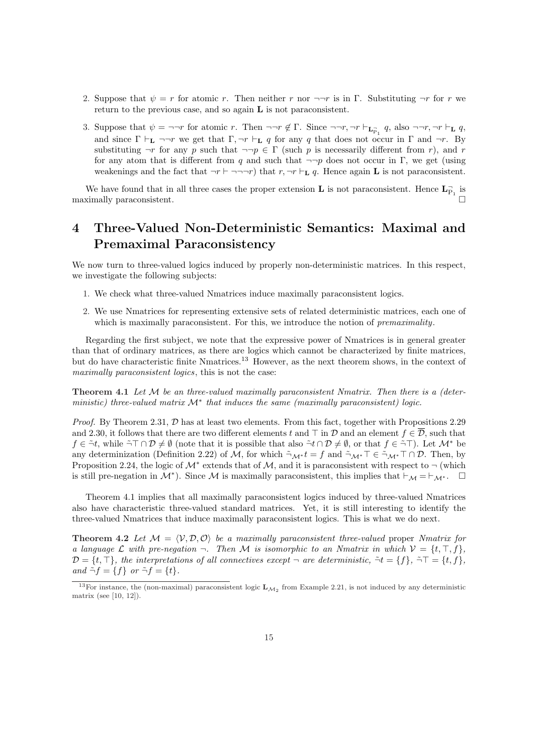2. Suppose that $\psi = r$ for atomic $r$. Then neither $r$ nor $\neg\neg r$ is in $\Gamma$. Substituting $\neg r$ for $r$ we return to the previous case, and so again $\mathbf{L}$ is not paraconsistent.

3. Suppose that $\psi = \neg\neg r$ for atomic $r$. Then $\neg\neg r \notin \Gamma$. Since $\neg\neg r, \neg r \vdash_{\mathbf{L}^{\neg}_{\mathrm{P}_1}} q$, also $\neg\neg r, \neg r \vdash_{\mathbf{L}} q$, and since $\Gamma \vdash_{\mathbf{L}} \neg\neg r$ we get that $\Gamma, \neg r \vdash_{\mathbf{L}} q$ for any $q$ that does not occur in $\Gamma$ and $\neg r$. By substituting $\neg r$ for any $p$ such that $\neg\neg p \in \Gamma$ (such $p$ is necessarily different from $r$), and $r$ for any atom that is different from $q$ and such that $\neg\neg p$ does not occur in $\Gamma$, we get (using weakenings and the fact that $\neg r \vdash \neg\neg\neg r$) that $r, \neg r \vdash_{\mathbf{L}} q$. Hence again $\mathbf{L}$ is not paraconsistent.

We have found that in all three cases the proper extension $\mathbf{L}$ is not paraconsistent. Hence $\mathbf{L}^{\neg}_{\mathrm{P}_1}$ is maximally paraconsistent. $\square$

# 4 Three-Valued Non-Deterministic Semantics: Maximal and Premaximal Paraconsistency

We now turn to three-valued logics induced by properly non-deterministic matrices. In this respect, we investigate the following subjects:

1. We check what three-valued Nmatrices induce maximally paraconsistent logics.
2. We use Nmatrices for representing extensive sets of related deterministic matrices, each one of which is maximally paraconsistent. For this, we introduce the notion of *premaximality*.

Regarding the first subject, we note that the expressive power of Nmatrices is in general greater than that of ordinary matrices, as there are logics which cannot be characterized by finite matrices, but do have characteristic finite Nmatrices.[13] However, as the next theorem shows, in the context of *maximally paraconsistent logics*, this is not the case:

**Theorem 4.1** *Let $\mathcal{M}$ be an three-valued maximally paraconsistent Nmatrix. Then there is a (deterministic) three-valued matrix $\mathcal{M}^*$ that induces the same (maximally paraconsistent) logic.*

*Proof.* By Theorem 2.31, $\mathcal{D}$ has at least two elements. From this fact, together with Propositions 2.29 and 2.30, it follows that there are two different elements $t$ and $\top$ in $\mathcal{D}$ and an element $f \in \overline{\mathcal{D}}$, such that $f \in \tilde{\neg} t$, while $\tilde{\neg}\top \cap \mathcal{D} \neq \emptyset$ (note that it is possible that also $\tilde{\neg} t \cap \mathcal{D} \neq \emptyset$, or that $f \in \tilde{\neg}\top$). Let $\mathcal{M}^*$ be any determinization (Definition 2.22) of $\mathcal{M}$, for which $\tilde{\neg}_{\mathcal{M}^*} t = f$ and $\tilde{\neg}_{\mathcal{M}^*}\top \in \tilde{\neg}_{\mathcal{M}^*}\top \cap \mathcal{D}$. Then, by Proposition 2.24, the logic of $\mathcal{M}^*$ extends that of $\mathcal{M}$, and it is paraconsistent with respect to $\neg$ (which is still pre-negation in $\mathcal{M}^*$). Since $\mathcal{M}$ is maximally paraconsistent, this implies that $\vdash_{\mathcal{M}} = \vdash_{\mathcal{M}^*}$. $\square$

Theorem 4.1 implies that all maximally paraconsistent logics induced by three-valued Nmatrices also have characteristic three-valued standard matrices. Yet, it is still interesting to identify the three-valued Nmatrices that induce maximally paraconsistent logics. This is what we do next.

**Theorem 4.2** *Let $\mathcal{M} = \langle \mathcal{V}, \mathcal{D}, \mathcal{O} \rangle$ be a maximally paraconsistent three-valued* proper *Nmatrix for a language $\mathcal{L}$ with pre-negation $\neg$. Then $\mathcal{M}$ is isomorphic to an Nmatrix in which $\mathcal{V} = \{t, \top, f\}$, $\mathcal{D} = \{t, \top\}$, the interpretations of all connectives except $\neg$ are deterministic, $\tilde{\neg} t = \{f\}$, $\tilde{\neg}\top = \{t, f\}$, and $\tilde{\neg} f = \{f\}$ or $\tilde{\neg} f = \{t\}$.*

[13] For instance, the (non-maximal) paraconsistent logic $\mathbf{L}_{\mathcal{M}_2}$ from Example 2.21, is not induced by any deterministic matrix (see [10, 12]).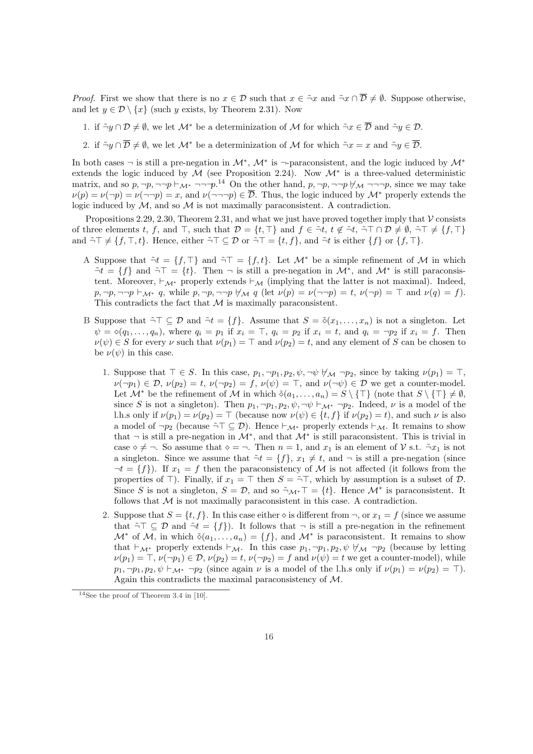*Proof.* First we show that there is no $x \in \mathcal{D}$ such that $x \in \tilde{\neg}x$ and $\tilde{\neg}x \cap \overline{\mathcal{D}} \neq \emptyset$. Suppose otherwise, and let $y \in \mathcal{D} \setminus \{x\}$ (such $y$ exists, by Theorem 2.31). Now

1. if $\tilde{\neg}y \cap \mathcal{D} \neq \emptyset$, we let $\mathcal{M}^*$ be a determinization of $\mathcal{M}$ for which $\tilde{\neg}x \in \overline{\mathcal{D}}$ and $\tilde{\neg}y \in \mathcal{D}$.
2. if $\tilde{\neg}y \cap \overline{\mathcal{D}} \neq \emptyset$, we let $\mathcal{M}^*$ be a determinization of $\mathcal{M}$ for which $\tilde{\neg}x = x$ and $\tilde{\neg}y \in \overline{\mathcal{D}}$.

In both cases $\neg$ is still a pre-negation in $\mathcal{M}^*$, $\mathcal{M}^*$ is $\neg$-paraconsistent, and the logic induced by $\mathcal{M}^*$ extends the logic induced by $\mathcal{M}$ (see Proposition 2.24). Now $\mathcal{M}^*$ is a three-valued deterministic matrix, and so $p, \neg p, \neg\neg p \vdash_{\mathcal{M}^*} \neg\neg\neg p$.[14] On the other hand, $p, \neg p, \neg\neg p \not\vdash_{\mathcal{M}} \neg\neg\neg p$, since we may take $\nu(p) = \nu(\neg p) = \nu(\neg\neg p) = x$, and $\nu(\neg\neg\neg p) \in \overline{\mathcal{D}}$. Thus, the logic induced by $\mathcal{M}^*$ properly extends the logic induced by $\mathcal{M}$, and so $\mathcal{M}$ is not maximally paraconsistent. A contradiction.

Propositions 2.29, 2.30, Theorem 2.31, and what we just have proved together imply that $\mathcal{V}$ consists of three elements $t$, $f$, and $\top$, such that $\mathcal{D} = \{t, \top\}$ and $f \in \tilde{\neg}t$, $t \notin \tilde{\neg}t$, $\tilde{\neg}\top \cap \mathcal{D} \neq \emptyset$, $\tilde{\neg}\top \neq \{f, \top\}$ and $\tilde{\neg}\top \neq \{f, \top, t\}$. Hence, either $\tilde{\neg}\top \subseteq \mathcal{D}$ or $\tilde{\neg}\top = \{t, f\}$, and $\tilde{\neg}t$ is either $\{f\}$ or $\{f, \top\}$.

A Suppose that $\tilde{\neg}t = \{f, \top\}$ and $\tilde{\neg}\top = \{f, t\}$. Let $\mathcal{M}^*$ be a simple refinement of $\mathcal{M}$ in which $\tilde{\neg}t = \{f\}$ and $\tilde{\neg}\top = \{t\}$. Then $\neg$ is still a pre-negation in $\mathcal{M}^*$, and $\mathcal{M}^*$ is still paraconsistent. Moreover, $\vdash_{\mathcal{M}^*}$ properly extends $\vdash_{\mathcal{M}}$ (implying that the latter is not maximal). Indeed, $p, \neg p, \neg\neg p \vdash_{\mathcal{M}^*} q$, while $p, \neg p, \neg\neg p \not\vdash_{\mathcal{M}} q$ (let $\nu(p) = \nu(\neg\neg p) = t$, $\nu(\neg p) = \top$ and $\nu(q) = f$). This contradicts the fact that $\mathcal{M}$ is maximally paraconsistent.

B Suppose that $\tilde{\neg}\top \subseteq \mathcal{D}$ and $\tilde{\neg}t = \{f\}$. Assume that $S = \tilde{\diamond}(x_1, \ldots, x_n)$ is not a singleton. Let $\psi = \diamond(q_1, \ldots, q_n)$, where $q_i = p_1$ if $x_i = \top$, $q_i = p_2$ if $x_i = t$, and $q_i = \neg p_2$ if $x_i = f$. Then $\nu(\psi) \in S$ for every $\nu$ such that $\nu(p_1) = \top$ and $\nu(p_2) = t$, and any element of $S$ can be chosen to be $\nu(\psi)$ in this case.

   1. Suppose that $\top \in S$. In this case, $p_1, \neg p_1, p_2, \psi, \neg\psi \not\vdash_{\mathcal{M}} \neg p_2$, since by taking $\nu(p_1) = \top$, $\nu(\neg p_1) \in \mathcal{D}$, $\nu(p_2) = t$, $\nu(\neg p_2) = f$, $\nu(\psi) = \top$, and $\nu(\neg\psi) \in \mathcal{D}$ we get a counter-model. Let $\mathcal{M}^*$ be the refinement of $\mathcal{M}$ in which $\tilde{\diamond}(a_1, \ldots, a_n) = S \setminus \{\top\}$ (note that $S \setminus \{\top\} \neq \emptyset$, since $S$ is not a singleton). Then $p_1, \neg p_1, p_2, \psi, \neg\psi \vdash_{\mathcal{M}^*} \neg p_2$. Indeed, $\nu$ is a model of the l.h.s only if $\nu(p_1) = \nu(p_2) = \top$ (because now $\nu(\psi) \in \{t, f\}$ if $\nu(p_2) = t$), and such $\nu$ is also a model of $\neg p_2$ (because $\tilde{\neg}\top \subseteq \mathcal{D}$). Hence $\vdash_{\mathcal{M}^*}$ properly extends $\vdash_{\mathcal{M}}$. It remains to show that $\neg$ is still a pre-negation in $\mathcal{M}^*$, and that $\mathcal{M}^*$ is still paraconsistent. This is trivial in case $\diamond \neq \neg$. So assume that $\diamond = \neg$. Then $n = 1$, and $x_1$ is an element of $\mathcal{V}$ s.t. $\tilde{\neg}x_1$ is not a singleton. Since we assume that $\tilde{\neg}t = \{f\}$, $x_1 \neq t$, and $\neg$ is still a pre-negation (since $\neg t = \{f\}$). If $x_1 = f$ then the paraconsistency of $\mathcal{M}$ is not affected (it follows from the properties of $\top$). Finally, if $x_1 = \top$ then $S = \tilde{\neg}\top$, which by assumption is a subset of $\mathcal{D}$. Since $S$ is not a singleton, $S = \mathcal{D}$, and so $\tilde{\neg}_{\mathcal{M}^*}\top = \{t\}$. Hence $\mathcal{M}^*$ is paraconsistent. It follows that $\mathcal{M}$ is not maximally paraconsistent in this case. A contradiction.

   2. Suppose that $S = \{t, f\}$. In this case either $\diamond$ is different from $\neg$, or $x_1 = f$ (since we assume that $\tilde{\neg}\top \subseteq \mathcal{D}$ and $\tilde{\neg}t = \{f\}$). It follows that $\neg$ is still a pre-negation in the refinement $\mathcal{M}^*$ of $\mathcal{M}$, in which $\tilde{\diamond}(a_1, \ldots, a_n) = \{f\}$, and $\mathcal{M}^*$ is paraconsistent. It remains to show that $\vdash_{\mathcal{M}^*}$ properly extends $\vdash_{\mathcal{M}}$. In this case $p_1, \neg p_1, p_2, \psi \not\vdash_{\mathcal{M}} \neg p_2$ (because by letting $\nu(p_1) = \top$, $\nu(\neg p_1) \in \mathcal{D}$, $\nu(p_2) = t$, $\nu(\neg p_2) = f$ and $\nu(\psi) = t$ we get a counter-model), while $p_1, \neg p_1, p_2, \psi \vdash_{\mathcal{M}^*} \neg p_2$ (since again $\nu$ is a model of the l.h.s only if $\nu(p_1) = \nu(p_2) = \top$). Again this contradicts the maximal paraconsistency of $\mathcal{M}$.

---

[14] See the proof of Theorem 3.4 in [10].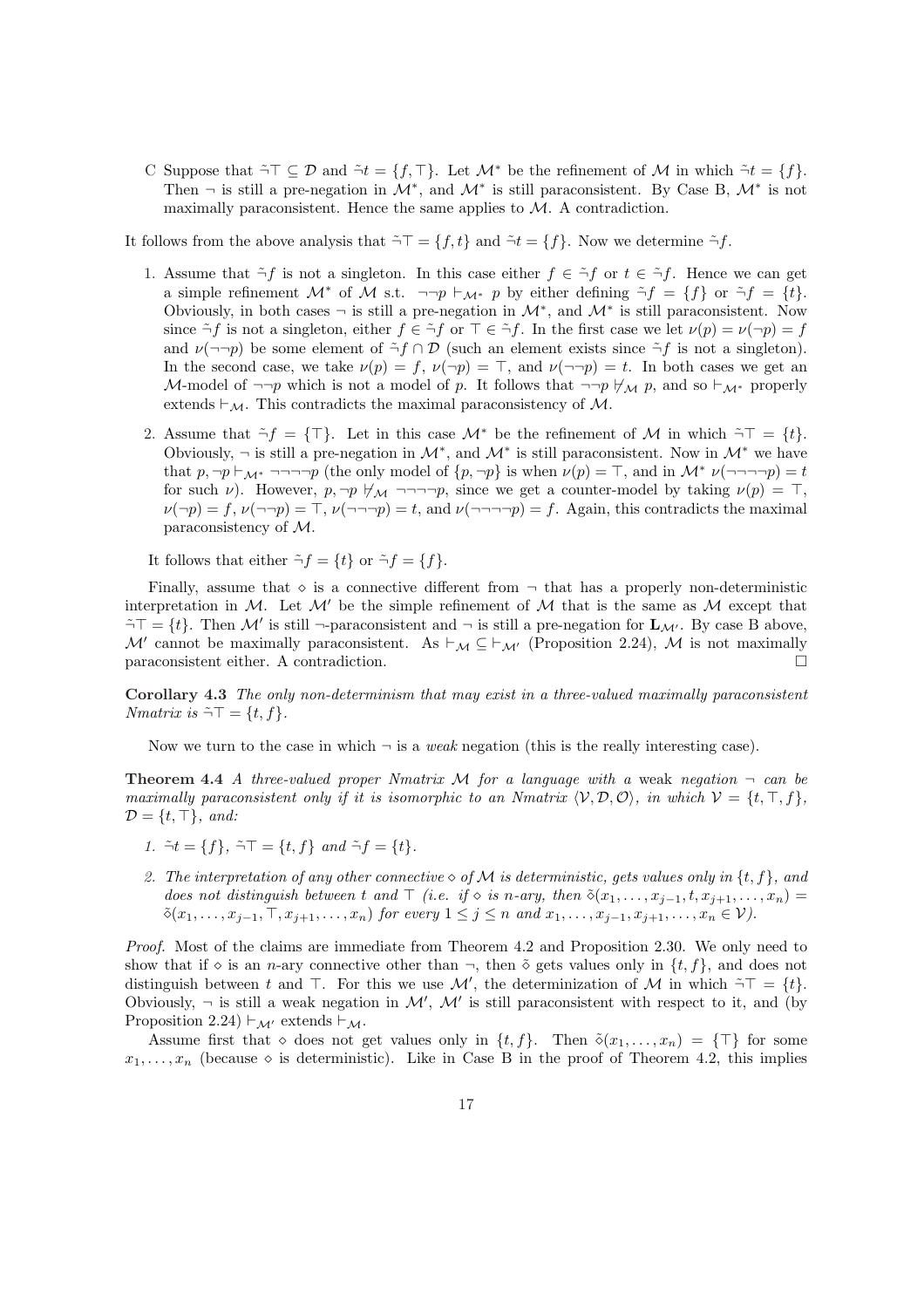C Suppose that $\tilde{\neg}\top \subseteq \mathcal{D}$ and $\tilde{\neg}t = \{f, \top\}$. Let $\mathcal{M}^*$ be the refinement of $\mathcal{M}$ in which $\tilde{\neg}t = \{f\}$. Then $\neg$ is still a pre-negation in $\mathcal{M}^*$, and $\mathcal{M}^*$ is still paraconsistent. By Case B, $\mathcal{M}^*$ is not maximally paraconsistent. Hence the same applies to $\mathcal{M}$. A contradiction.

It follows from the above analysis that $\tilde{\neg}\top = \{f, t\}$ and $\tilde{\neg}t = \{f\}$. Now we determine $\tilde{\neg}f$.

1. Assume that $\tilde{\neg}f$ is not a singleton. In this case either $f \in \tilde{\neg}f$ or $t \in \tilde{\neg}f$. Hence we can get a simple refinement $\mathcal{M}^*$ of $\mathcal{M}$ s.t. $\neg\neg p \vdash_{\mathcal{M}^*} p$ by either defining $\tilde{\neg}f = \{f\}$ or $\tilde{\neg}f = \{t\}$. Obviously, in both cases $\neg$ is still a pre-negation in $\mathcal{M}^*$, and $\mathcal{M}^*$ is still paraconsistent. Now since $\tilde{\neg}f$ is not a singleton, either $f \in \tilde{\neg}f$ or $\top \in \tilde{\neg}f$. In the first case we let $\nu(p) = \nu(\neg p) = f$ and $\nu(\neg\neg p)$ be some element of $\tilde{\neg}f \cap \mathcal{D}$ (such an element exists since $\tilde{\neg}f$ is not a singleton). In the second case, we take $\nu(p) = f$, $\nu(\neg p) = \top$, and $\nu(\neg\neg p) = t$. In both cases we get an $\mathcal{M}$-model of $\neg\neg p$ which is not a model of $p$. It follows that $\neg\neg p \not\vdash_{\mathcal{M}} p$, and so $\vdash_{\mathcal{M}^*}$ properly extends $\vdash_{\mathcal{M}}$. This contradicts the maximal paraconsistency of $\mathcal{M}$.

2. Assume that $\tilde{\neg}f = \{\top\}$. Let in this case $\mathcal{M}^*$ be the refinement of $\mathcal{M}$ in which $\tilde{\neg}\top = \{t\}$. Obviously, $\neg$ is still a pre-negation in $\mathcal{M}^*$, and $\mathcal{M}^*$ is still paraconsistent. Now in $\mathcal{M}^*$ we have that $p, \neg p \vdash_{\mathcal{M}^*} \neg\neg\neg\neg p$ (the only model of $\{p, \neg p\}$ is when $\nu(p) = \top$, and in $\mathcal{M}^*$ $\nu(\neg\neg\neg\neg p) = t$ for such $\nu$). However, $p, \neg p \not\vdash_{\mathcal{M}} \neg\neg\neg\neg p$, since we get a counter-model by taking $\nu(p) = \top$, $\nu(\neg p) = f$, $\nu(\neg\neg p) = \top$, $\nu(\neg\neg\neg p) = t$, and $\nu(\neg\neg\neg\neg p) = f$. Again, this contradicts the maximal paraconsistency of $\mathcal{M}$.

It follows that either $\tilde{\neg}f = \{t\}$ or $\tilde{\neg}f = \{f\}$.

Finally, assume that $\diamond$ is a connective different from $\neg$ that has a properly non-deterministic interpretation in $\mathcal{M}$. Let $\mathcal{M}'$ be the simple refinement of $\mathcal{M}$ that is the same as $\mathcal{M}$ except that $\tilde{\neg}\top = \{t\}$. Then $\mathcal{M}'$ is still $\neg$-paraconsistent and $\neg$ is still a pre-negation for $\mathbf{L}_{\mathcal{M}'}$. By case B above, $\mathcal{M}'$ cannot be maximally paraconsistent. As $\vdash_{\mathcal{M}} \subseteq \vdash_{\mathcal{M}'}$ (Proposition 2.24), $\mathcal{M}$ is not maximally paraconsistent either. A contradiction. $\square$

**Corollary 4.3** *The only non-determinism that may exist in a three-valued maximally paraconsistent Nmatrix is $\tilde{\neg}\top = \{t, f\}$.*

Now we turn to the case in which $\neg$ is a *weak* negation (this is the really interesting case).

**Theorem 4.4** *A three-valued proper Nmatrix $\mathcal{M}$ for a language with a* weak *negation $\neg$ can be maximally paraconsistent only if it is isomorphic to an Nmatrix $\langle \mathcal{V}, \mathcal{D}, \mathcal{O} \rangle$, in which $\mathcal{V} = \{t, \top, f\}$, $\mathcal{D} = \{t, \top\}$, and:*

1. *$\tilde{\neg}t = \{f\}$, $\tilde{\neg}\top = \{t, f\}$ and $\tilde{\neg}f = \{t\}$.*
2. *The interpretation of any other connective $\diamond$ of $\mathcal{M}$ is deterministic, gets values only in $\{t, f\}$, and does not distinguish between $t$ and $\top$ (i.e. if $\diamond$ is $n$-ary, then $\tilde{\diamond}(x_1, \ldots, x_{j-1}, t, x_{j+1}, \ldots, x_n) = \tilde{\diamond}(x_1, \ldots, x_{j-1}, \top, x_{j+1}, \ldots, x_n)$ for every $1 \leq j \leq n$ and $x_1, \ldots, x_{j-1}, x_{j+1}, \ldots, x_n \in \mathcal{V}$).*

*Proof.* Most of the claims are immediate from Theorem 4.2 and Proposition 2.30. We only need to show that if $\diamond$ is an $n$-ary connective other than $\neg$, then $\tilde{\diamond}$ gets values only in $\{t, f\}$, and does not distinguish between $t$ and $\top$. For this we use $\mathcal{M}'$, the determinization of $\mathcal{M}$ in which $\tilde{\neg}\top = \{t\}$. Obviously, $\neg$ is still a weak negation in $\mathcal{M}'$, $\mathcal{M}'$ is still paraconsistent with respect to it, and (by Proposition 2.24) $\vdash_{\mathcal{M}'}$ extends $\vdash_{\mathcal{M}}$.

Assume first that $\diamond$ does not get values only in $\{t, f\}$. Then $\tilde{\diamond}(x_1, \ldots, x_n) = \{\top\}$ for some $x_1, \ldots, x_n$ (because $\diamond$ is deterministic). Like in Case B in the proof of Theorem 4.2, this implies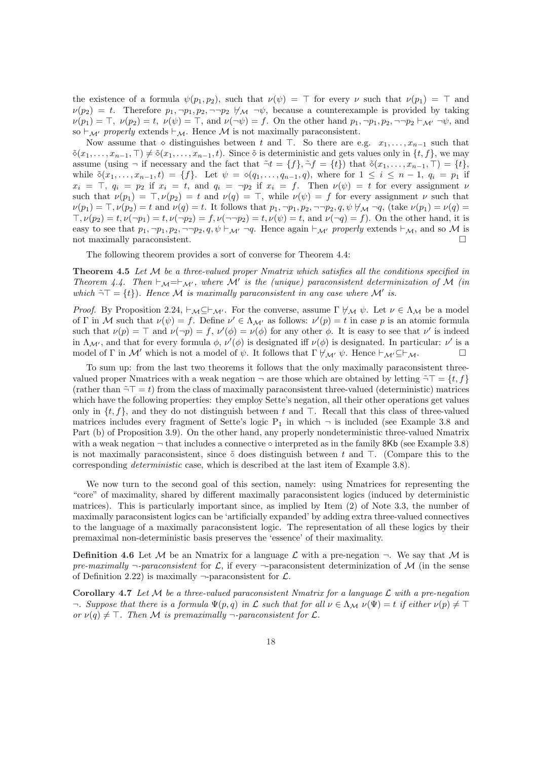the existence of a formula $\psi(p_1, p_2)$, such that $\nu(\psi) = \top$ for every $\nu$ such that $\nu(p_1) = \top$ and $\nu(p_2) = t$. Therefore $p_1, \neg p_1, p_2, \neg\neg p_2 \not\vdash_{\mathcal{M}} \neg\psi$, because a counterexample is provided by taking $\nu(p_1) = \top$, $\nu(p_2) = t$, $\nu(\psi) = \top$, and $\nu(\neg\psi) = f$. On the other hand $p_1, \neg p_1, p_2, \neg\neg p_2 \vdash_{\mathcal{M}'} \neg\psi$, and so $\vdash_{\mathcal{M}'}$ *properly* extends $\vdash_{\mathcal{M}}$. Hence $\mathcal{M}$ is not maximally paraconsistent.

Now assume that $\diamond$ distinguishes between $t$ and $\top$. So there are e.g. $x_1, \ldots, x_{n-1}$ such that $\tilde{\diamond}(x_1, \ldots, x_{n-1}, \top) \neq \tilde{\diamond}(x_1, \ldots, x_{n-1}, t)$. Since $\tilde{\diamond}$ is deterministic and gets values only in $\{t, f\}$, we may assume (using $\neg$ if necessary and the fact that $\tilde{\neg}t = \{f\}, \tilde{\neg}f = \{t\}$) that $\tilde{\diamond}(x_1, \ldots, x_{n-1}, \top) = \{t\}$, while $\tilde{\diamond}(x_1, \ldots, x_{n-1}, t) = \{f\}$. Let $\psi = \diamond(q_1, \ldots, q_{n-1}, q)$, where for $1 \leq i \leq n-1$, $q_i = p_1$ if $x_i = \top$, $q_i = p_2$ if $x_i = t$, and $q_i = \neg p_2$ if $x_i = f$. Then $\nu(\psi) = t$ for every assignment $\nu$ such that $\nu(p_1) = \top, \nu(p_2) = t$ and $\nu(q) = \top$, while $\nu(\psi) = f$ for every assignment $\nu$ such that $\nu(p_1) = \top, \nu(p_2) = t$ and $\nu(q) = t$. It follows that $p_1, \neg p_1, p_2, \neg\neg p_2, q, \psi \not\vdash_{\mathcal{M}} \neg q$, (take $\nu(p_1) = \nu(q) = \top, \nu(p_2) = t, \nu(\neg p_1) = t, \nu(\neg p_2) = f, \nu(\neg\neg p_2) = t, \nu(\psi) = t$, and $\nu(\neg q) = f$). On the other hand, it is easy to see that $p_1, \neg p_1, p_2, \neg\neg p_2, q, \psi \vdash_{\mathcal{M}'} \neg q$. Hence again $\vdash_{\mathcal{M}'}$ *properly* extends $\vdash_{\mathcal{M}}$, and so $\mathcal{M}$ is not maximally paraconsistent. $\square$

The following theorem provides a sort of converse for Theorem 4.4:

**Theorem 4.5** *Let $\mathcal{M}$ be a three-valued proper Nmatrix which satisfies all the conditions specified in Theorem 4.4. Then $\vdash_{\mathcal{M}} = \vdash_{\mathcal{M}'}$, where $\mathcal{M}'$ is the (unique) paraconsistent determinization of $\mathcal{M}$ (in which $\tilde{\neg}\top = \{t\}$). Hence $\mathcal{M}$ is maximally paraconsistent in any case where $\mathcal{M}'$ is.*

*Proof.* By Proposition 2.24, $\vdash_{\mathcal{M}} \subseteq \vdash_{\mathcal{M}'}$. For the converse, assume $\Gamma \not\vdash_{\mathcal{M}} \psi$. Let $\nu \in \Lambda_{\mathcal{M}}$ be a model of $\Gamma$ in $\mathcal{M}$ such that $\nu(\psi) = f$. Define $\nu' \in \Lambda_{\mathcal{M}'}$ as follows: $\nu'(p) = t$ in case $p$ is an atomic formula such that $\nu(p) = \top$ and $\nu(\neg p) = f$, $\nu'(\phi) = \nu(\phi)$ for any other $\phi$. It is easy to see that $\nu'$ is indeed in $\Lambda_{\mathcal{M}'}$, and that for every formula $\phi$, $\nu'(\phi)$ is designated iff $\nu(\phi)$ is designated. In particular: $\nu'$ is a model of $\Gamma$ in $\mathcal{M}'$ which is not a model of $\psi$. It follows that $\Gamma \not\vdash_{\mathcal{M}'} \psi$. Hence $\vdash_{\mathcal{M}'} \subseteq \vdash_{\mathcal{M}}$. $\square$

To sum up: from the last two theorems it follows that the only maximally paraconsistent three-valued proper Nmatrices with a weak negation $\neg$ are those which are obtained by letting $\tilde{\neg}\top = \{t, f\}$ (rather than $\tilde{\neg}\top = t$) from the class of maximally paraconsistent three-valued (deterministic) matrices which have the following properties: they employ Sette's negation, all their other operations get values only in $\{t, f\}$, and they do not distinguish between $t$ and $\top$. Recall that this class of three-valued matrices includes every fragment of Sette's logic $\mathrm{P}_1$ in which $\neg$ is included (see Example 3.8 and Part (b) of Proposition 3.9). On the other hand, any properly nondeterministic three-valued Nmatrix with a weak negation $\neg$ that includes a connective $\circ$ interpreted as in the family 8Kb (see Example 3.8) is not maximally paraconsistent, since $\tilde{\diamond}$ does distinguish between $t$ and $\top$. (Compare this to the corresponding *deterministic* case, which is described at the last item of Example 3.8).

We now turn to the second goal of this section, namely: using Nmatrices for representing the "core" of maximality, shared by different maximally paraconsistent logics (induced by deterministic matrices). This is particularly important since, as implied by Item (2) of Note 3.3, the number of maximally paraconsistent logics can be 'artificially expanded' by adding extra three-valued connectives to the language of a maximally paraconsistent logic. The representation of all these logics by their premaximal non-deterministic basis preserves the 'essence' of their maximality.

**Definition 4.6** Let $\mathcal{M}$ be an Nmatrix for a language $\mathcal{L}$ with a pre-negation $\neg$. We say that $\mathcal{M}$ is *pre-maximally $\neg$-paraconsistent* for $\mathcal{L}$, if every $\neg$-paraconsistent determinization of $\mathcal{M}$ (in the sense of Definition 2.22) is maximally $\neg$-paraconsistent for $\mathcal{L}$.

**Corollary 4.7** *Let $\mathcal{M}$ be a three-valued paraconsistent Nmatrix for a language $\mathcal{L}$ with a pre-negation $\neg$. Suppose that there is a formula $\Psi(p, q)$ in $\mathcal{L}$ such that for all $\nu \in \Lambda_{\mathcal{M}}$ $\nu(\Psi) = t$ if either $\nu(p) \neq \top$ or $\nu(q) \neq \top$. Then $\mathcal{M}$ is premaximally $\neg$-paraconsistent for $\mathcal{L}$.*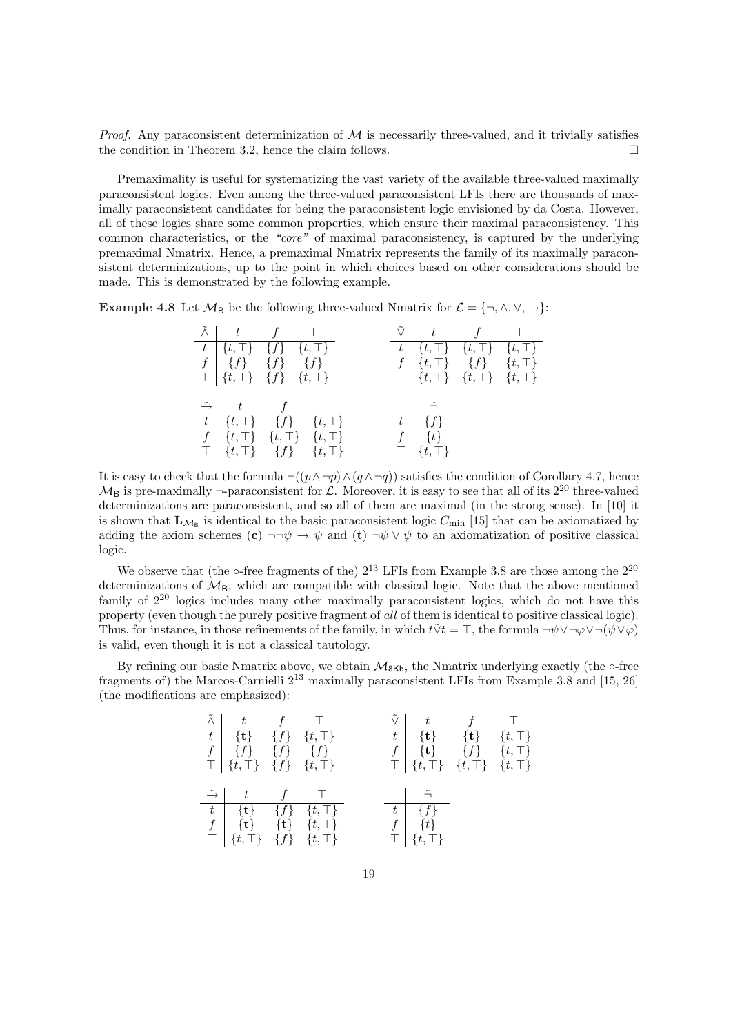*Proof.* Any paraconsistent determinization of $\mathcal{M}$ is necessarily three-valued, and it trivially satisfies the condition in Theorem 3.2, hence the claim follows. □

Premaximality is useful for systematizing the vast variety of the available three-valued maximally paraconsistent logics. Even among the three-valued paraconsistent LFIs there are thousands of maximally paraconsistent candidates for being the paraconsistent logic envisioned by da Costa. However, all of these logics share some common properties, which ensure their maximal paraconsistency. This common characteristics, or the *"core"* of maximal paraconsistency, is captured by the underlying premaximal Nmatrix. Hence, a premaximal Nmatrix represents the family of its maximally paraconsistent determinizations, up to the point in which choices based on other considerations should be made. This is demonstrated by the following example.

**Example 4.8** Let $\mathcal{M}_{\mathsf{B}}$ be the following three-valued Nmatrix for $\mathcal{L} = \{\neg, \wedge, \vee, \rightarrow\}$:

| $\tilde{\wedge}$ | $t$ | $f$ | $\top$ |
|---|---|---|---|
| $t$ | $\{t,\top\}$ | $\{f\}$ | $\{t,\top\}$ |
| $f$ | $\{f\}$ | $\{f\}$ | $\{f\}$ |
| $\top$ | $\{t,\top\}$ | $\{f\}$ | $\{t,\top\}$ |

| $\tilde{\vee}$ | $t$ | $f$ | $\top$ |
|---|---|---|---|
| $t$ | $\{t,\top\}$ | $\{t,\top\}$ | $\{t,\top\}$ |
| $f$ | $\{t,\top\}$ | $\{f\}$ | $\{t,\top\}$ |
| $\top$ | $\{t,\top\}$ | $\{t,\top\}$ | $\{t,\top\}$ |

| $\tilde{\rightarrow}$ | $t$ | $f$ | $\top$ |
|---|---|---|---|
| $t$ | $\{t,\top\}$ | $\{f\}$ | $\{t,\top\}$ |
| $f$ | $\{t,\top\}$ | $\{t,\top\}$ | $\{t,\top\}$ |
| $\top$ | $\{t,\top\}$ | $\{f\}$ | $\{t,\top\}$ |

| | $\tilde{\neg}$ |
|---|---|
| $t$ | $\{f\}$ |
| $f$ | $\{t\}$ |
| $\top$ | $\{t,\top\}$ |

It is easy to check that the formula $\neg((p\wedge\neg p)\wedge(q\wedge\neg q))$ satisfies the condition of Corollary 4.7, hence $\mathcal{M}_{\mathsf{B}}$ is pre-maximally $\neg$-paraconsistent for $\mathcal{L}$. Moreover, it is easy to see that all of its $2^{20}$ three-valued determinizations are paraconsistent, and so all of them are maximal (in the strong sense). In [10] it is shown that $\mathbf{L}_{\mathcal{M}_{\mathsf{B}}}$ is identical to the basic paraconsistent logic $C_{\min}$ [15] that can be axiomatized by adding the axiom schemes (**c**) $\neg\neg\psi \rightarrow \psi$ and (**t**) $\neg\psi \vee \psi$ to an axiomatization of positive classical logic.

We observe that (the $\circ$-free fragments of the) $2^{13}$ LFIs from Example 3.8 are those among the $2^{20}$ determinizations of $\mathcal{M}_{\mathsf{B}}$, which are compatible with classical logic. Note that the above mentioned family of $2^{20}$ logics includes many other maximally paraconsistent logics, which do not have this property (even though the purely positive fragment of *all* of them is identical to positive classical logic). Thus, for instance, in those refinements of the family, in which $t\tilde{\vee}t = \top$, the formula $\neg\psi\vee\neg\varphi\vee\neg(\psi\vee\varphi)$ is valid, even though it is not a classical tautology.

By refining our basic Nmatrix above, we obtain $\mathcal{M}_{\mathsf{8Kb}}$, the Nmatrix underlying exactly (the $\circ$-free fragments of) the Marcos-Carnielli $2^{13}$ maximally paraconsistent LFIs from Example 3.8 and [15, 26] (the modifications are emphasized):

| $\tilde{\wedge}$ | $t$ | $f$ | $\top$ |
|---|---|---|---|
| $t$ | $\{\mathbf{t}\}$ | $\{f\}$ | $\{t,\top\}$ |
| $f$ | $\{f\}$ | $\{f\}$ | $\{f\}$ |
| $\top$ | $\{t,\top\}$ | $\{f\}$ | $\{t,\top\}$ |

| $\tilde{\vee}$ | $t$ | $f$ | $\top$ |
|---|---|---|---|
| $t$ | $\{\mathbf{t}\}$ | $\{\mathbf{t}\}$ | $\{t,\top\}$ |
| $f$ | $\{\mathbf{t}\}$ | $\{f\}$ | $\{t,\top\}$ |
| $\top$ | $\{t,\top\}$ | $\{t,\top\}$ | $\{t,\top\}$ |

| $\tilde{\rightarrow}$ | $t$ | $f$ | $\top$ |
|---|---|---|---|
| $t$ | $\{\mathbf{t}\}$ | $\{f\}$ | $\{t,\top\}$ |
| $f$ | $\{\mathbf{t}\}$ | $\{\mathbf{t}\}$ | $\{t,\top\}$ |
| $\top$ | $\{t,\top\}$ | $\{f\}$ | $\{t,\top\}$ |

| | $\tilde{\neg}$ |
|---|---|
| $t$ | $\{f\}$ |
| $f$ | $\{t\}$ |
| $\top$ | $\{t,\top\}$ |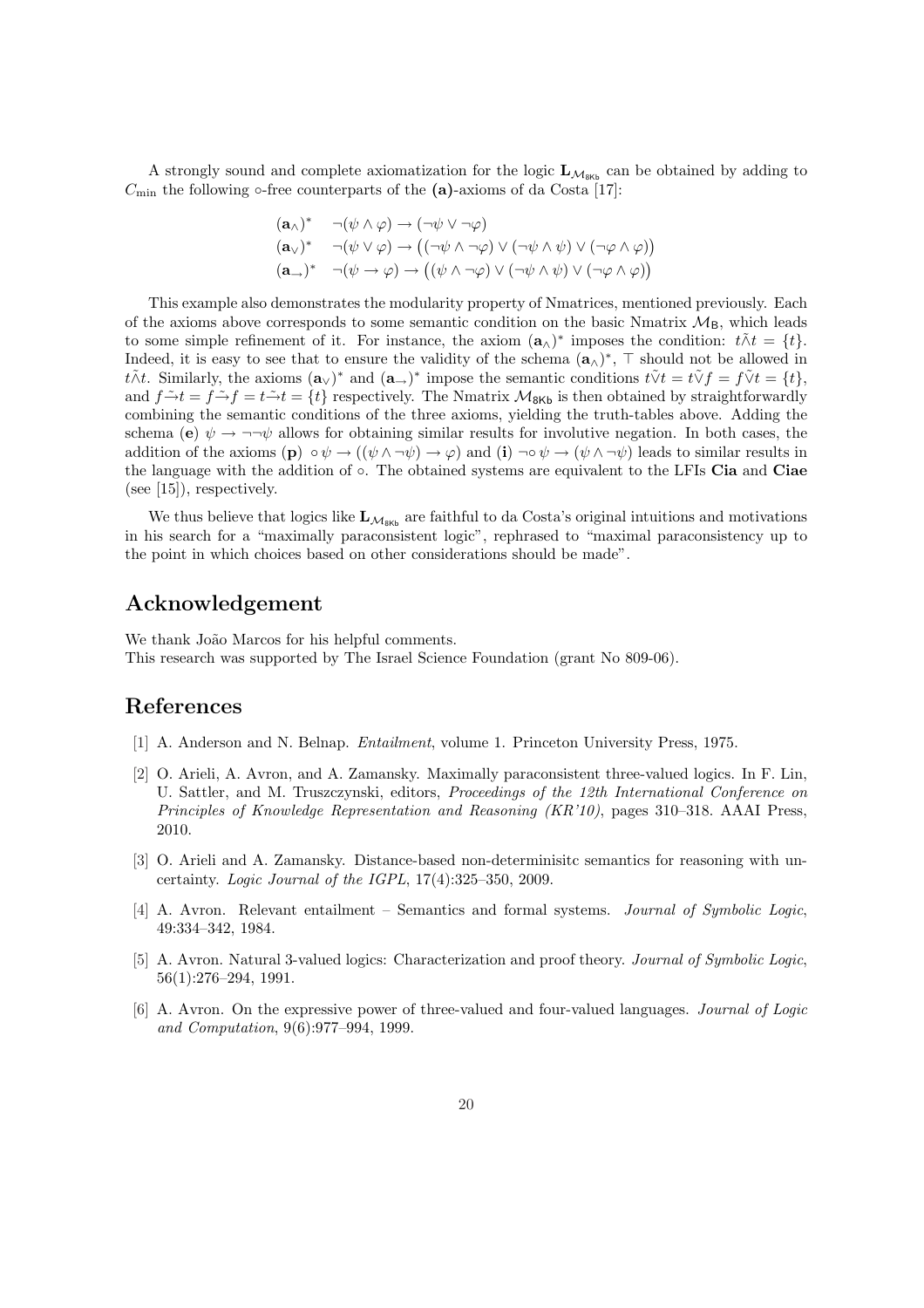A strongly sound and complete axiomatization for the logic $\mathbf{L}_{\mathcal{M}_{\mathsf{8Kb}}}$ can be obtained by adding to $C_{\min}$ the following $\circ$-free counterparts of the **(a)**-axioms of da Costa [17]:

$$
\begin{array}{ll}
(\mathbf{a}_\wedge)^* & \neg(\psi \wedge \varphi) \to (\neg\psi \vee \neg\varphi) \\
(\mathbf{a}_\vee)^* & \neg(\psi \vee \varphi) \to \big((\neg\psi \wedge \neg\varphi) \vee (\neg\psi \wedge \psi) \vee (\neg\varphi \wedge \varphi)\big) \\
(\mathbf{a}_\to)^* & \neg(\psi \to \varphi) \to \big((\psi \wedge \neg\varphi) \vee (\neg\psi \wedge \psi) \vee (\neg\varphi \wedge \varphi)\big)
\end{array}
$$

This example also demonstrates the modularity property of Nmatrices, mentioned previously. Each of the axioms above corresponds to some semantic condition on the basic Nmatrix $\mathcal{M}_{\mathsf{B}}$, which leads to some simple refinement of it. For instance, the axiom $(\mathbf{a}_\wedge)^*$ imposes the condition: $t \tilde{\wedge} t = \{t\}$. Indeed, it is easy to see that to ensure the validity of the schema $(\mathbf{a}_\wedge)^*$, $\top$ should not be allowed in $t \tilde{\wedge} t$. Similarly, the axioms $(\mathbf{a}_\vee)^*$ and $(\mathbf{a}_\to)^*$ impose the semantic conditions $t \tilde{\vee} t = t \tilde{\vee} f = f \tilde{\vee} t = \{t\}$, and $f \tilde{\to} t = f \tilde{\to} f = t \tilde{\to} t = \{t\}$ respectively. The Nmatrix $\mathcal{M}_{\mathsf{8Kb}}$ is then obtained by straightforwardly combining the semantic conditions of the three axioms, yielding the truth-tables above. Adding the schema (**e**) $\psi \to \neg\neg\psi$ allows for obtaining similar results for involutive negation. In both cases, the addition of the axioms (**p**) $\circ\,\psi \to ((\psi \wedge \neg\psi) \to \varphi)$ and (**i**) $\neg\circ\,\psi \to (\psi \wedge \neg\psi)$ leads to similar results in the language with the addition of $\circ$. The obtained systems are equivalent to the LFIs **Cia** and **Ciae** (see [15]), respectively.

We thus believe that logics like $\mathbf{L}_{\mathcal{M}_{\mathsf{8Kb}}}$ are faithful to da Costa's original intuitions and motivations in his search for a "maximally paraconsistent logic", rephrased to "maximal paraconsistency up to the point in which choices based on other considerations should be made".

## Acknowledgement

We thank João Marcos for his helpful comments.
This research was supported by The Israel Science Foundation (grant No 809-06).

## References

[1] A. Anderson and N. Belnap. *Entailment*, volume 1. Princeton University Press, 1975.

[2] O. Arieli, A. Avron, and A. Zamansky. Maximally paraconsistent three-valued logics. In F. Lin, U. Sattler, and M. Truszczynski, editors, *Proceedings of the 12th International Conference on Principles of Knowledge Representation and Reasoning (KR'10)*, pages 310–318. AAAI Press, 2010.

[3] O. Arieli and A. Zamansky. Distance-based non-determinisitc semantics for reasoning with uncertainty. *Logic Journal of the IGPL*, 17(4):325–350, 2009.

[4] A. Avron. Relevant entailment – Semantics and formal systems. *Journal of Symbolic Logic*, 49:334–342, 1984.

[5] A. Avron. Natural 3-valued logics: Characterization and proof theory. *Journal of Symbolic Logic*, 56(1):276–294, 1991.

[6] A. Avron. On the expressive power of three-valued and four-valued languages. *Journal of Logic and Computation*, 9(6):977–994, 1999.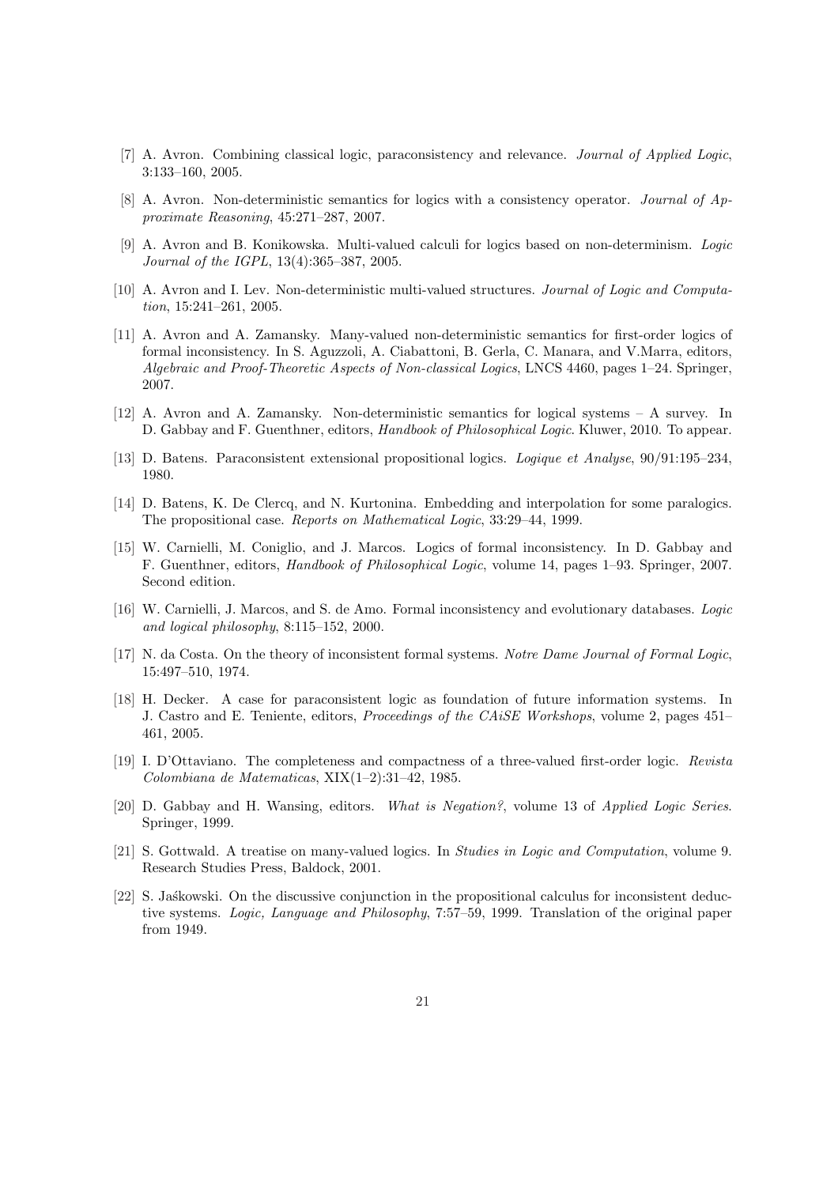[7] A. Avron. Combining classical logic, paraconsistency and relevance. *Journal of Applied Logic*, 3:133–160, 2005.

[8] A. Avron. Non-deterministic semantics for logics with a consistency operator. *Journal of Approximate Reasoning*, 45:271–287, 2007.

[9] A. Avron and B. Konikowska. Multi-valued calculi for logics based on non-determinism. *Logic Journal of the IGPL*, 13(4):365–387, 2005.

[10] A. Avron and I. Lev. Non-deterministic multi-valued structures. *Journal of Logic and Computation*, 15:241–261, 2005.

[11] A. Avron and A. Zamansky. Many-valued non-deterministic semantics for first-order logics of formal inconsistency. In S. Aguzzoli, A. Ciabattoni, B. Gerla, C. Manara, and V.Marra, editors, *Algebraic and Proof-Theoretic Aspects of Non-classical Logics*, LNCS 4460, pages 1–24. Springer, 2007.

[12] A. Avron and A. Zamansky. Non-deterministic semantics for logical systems – A survey. In D. Gabbay and F. Guenthner, editors, *Handbook of Philosophical Logic*. Kluwer, 2010. To appear.

[13] D. Batens. Paraconsistent extensional propositional logics. *Logique et Analyse*, 90/91:195–234, 1980.

[14] D. Batens, K. De Clercq, and N. Kurtonina. Embedding and interpolation for some paralogics. The propositional case. *Reports on Mathematical Logic*, 33:29–44, 1999.

[15] W. Carnielli, M. Coniglio, and J. Marcos. Logics of formal inconsistency. In D. Gabbay and F. Guenthner, editors, *Handbook of Philosophical Logic*, volume 14, pages 1–93. Springer, 2007. Second edition.

[16] W. Carnielli, J. Marcos, and S. de Amo. Formal inconsistency and evolutionary databases. *Logic and logical philosophy*, 8:115–152, 2000.

[17] N. da Costa. On the theory of inconsistent formal systems. *Notre Dame Journal of Formal Logic*, 15:497–510, 1974.

[18] H. Decker. A case for paraconsistent logic as foundation of future information systems. In J. Castro and E. Teniente, editors, *Proceedings of the CAiSE Workshops*, volume 2, pages 451–461, 2005.

[19] I. D'Ottaviano. The completeness and compactness of a three-valued first-order logic. *Revista Colombiana de Matematicas*, XIX(1–2):31–42, 1985.

[20] D. Gabbay and H. Wansing, editors. *What is Negation?*, volume 13 of *Applied Logic Series*. Springer, 1999.

[21] S. Gottwald. A treatise on many-valued logics. In *Studies in Logic and Computation*, volume 9. Research Studies Press, Baldock, 2001.

[22] S. Jaśkowski. On the discussive conjunction in the propositional calculus for inconsistent deductive systems. *Logic, Language and Philosophy*, 7:57–59, 1999. Translation of the original paper from 1949.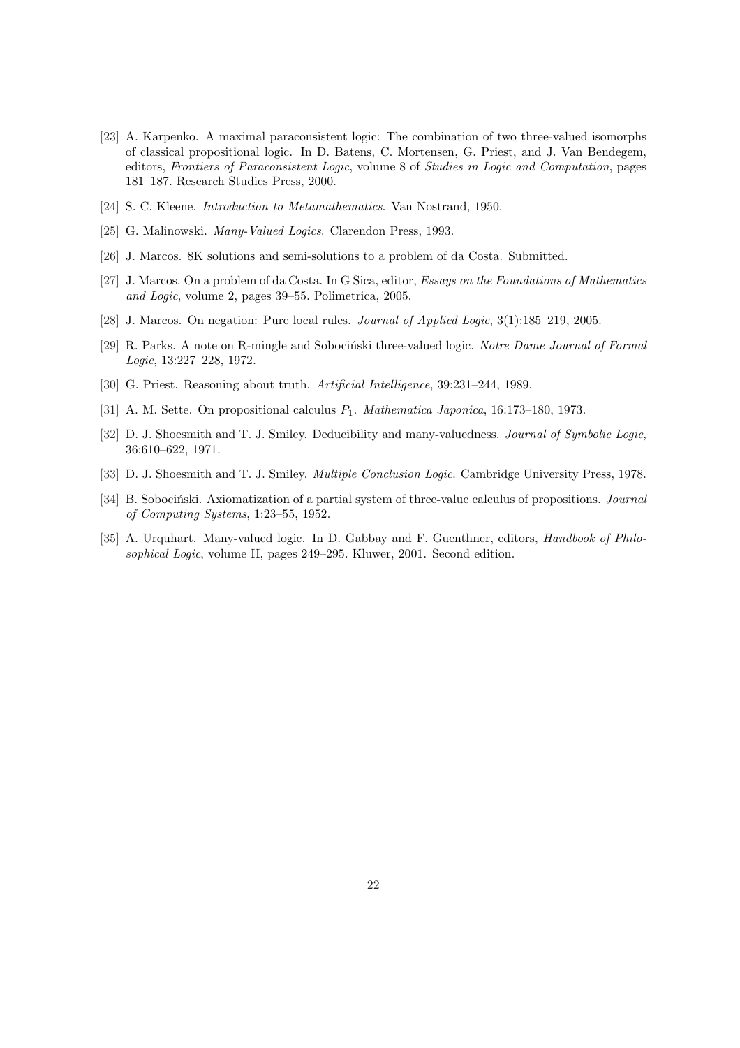[23] A. Karpenko. A maximal paraconsistent logic: The combination of two three-valued isomorphs of classical propositional logic. In D. Batens, C. Mortensen, G. Priest, and J. Van Bendegem, editors, *Frontiers of Paraconsistent Logic*, volume 8 of *Studies in Logic and Computation*, pages 181–187. Research Studies Press, 2000.

[24] S. C. Kleene. *Introduction to Metamathematics*. Van Nostrand, 1950.

[25] G. Malinowski. *Many-Valued Logics*. Clarendon Press, 1993.

[26] J. Marcos. 8K solutions and semi-solutions to a problem of da Costa. Submitted.

[27] J. Marcos. On a problem of da Costa. In G Sica, editor, *Essays on the Foundations of Mathematics and Logic*, volume 2, pages 39–55. Polimetrica, 2005.

[28] J. Marcos. On negation: Pure local rules. *Journal of Applied Logic*, 3(1):185–219, 2005.

[29] R. Parks. A note on R-mingle and Sobociński three-valued logic. *Notre Dame Journal of Formal Logic*, 13:227–228, 1972.

[30] G. Priest. Reasoning about truth. *Artificial Intelligence*, 39:231–244, 1989.

[31] A. M. Sette. On propositional calculus $P_1$. *Mathematica Japonica*, 16:173–180, 1973.

[32] D. J. Shoesmith and T. J. Smiley. Deducibility and many-valuedness. *Journal of Symbolic Logic*, 36:610–622, 1971.

[33] D. J. Shoesmith and T. J. Smiley. *Multiple Conclusion Logic*. Cambridge University Press, 1978.

[34] B. Sobociński. Axiomatization of a partial system of three-value calculus of propositions. *Journal of Computing Systems*, 1:23–55, 1952.

[35] A. Urquhart. Many-valued logic. In D. Gabbay and F. Guenthner, editors, *Handbook of Philosophical Logic*, volume II, pages 249–295. Kluwer, 2001. Second edition.